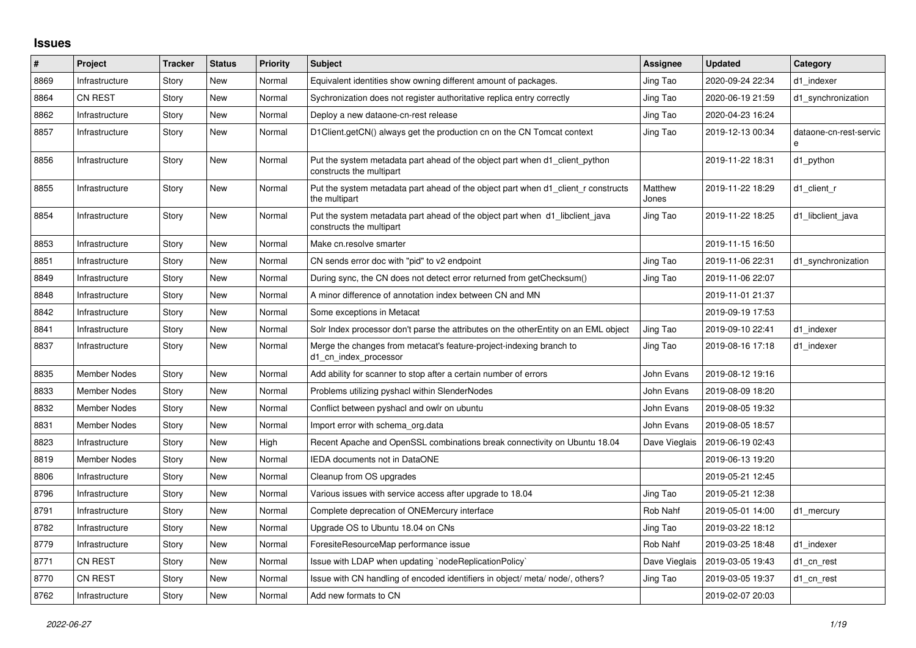# Issues

| # | Project | Tracker | Status | Priority | Subject | Assignee | Updated | Category |
|---|---|---|---|---|---|---|---|---|
| 8869 | Infrastructure | Story | New | Normal | Equivalent identities show owning different amount of packages. | Jing Tao | 2020-09-24 22:34 | d1_indexer |
| 8864 | CN REST | Story | New | Normal | Sychronization does not register authoritative replica entry correctly | Jing Tao | 2020-06-19 21:59 | d1_synchronization |
| 8862 | Infrastructure | Story | New | Normal | Deploy a new dataone-cn-rest release | Jing Tao | 2020-04-23 16:24 | |
| 8857 | Infrastructure | Story | New | Normal | D1Client.getCN() always get the production cn on the CN Tomcat context | Jing Tao | 2019-12-13 00:34 | dataone-cn-rest-service |
| 8856 | Infrastructure | Story | New | Normal | Put the system metadata part ahead of the object part when d1_client_python constructs the multipart | | 2019-11-22 18:31 | d1_python |
| 8855 | Infrastructure | Story | New | Normal | Put the system metadata part ahead of the object part when d1_client_r constructs the multipart | Matthew Jones | 2019-11-22 18:29 | d1_client_r |
| 8854 | Infrastructure | Story | New | Normal | Put the system metadata part ahead of the object part when d1_libclient_java constructs the multipart | Jing Tao | 2019-11-22 18:25 | d1_libclient_java |
| 8853 | Infrastructure | Story | New | Normal | Make cn.resolve smarter | | 2019-11-15 16:50 | |
| 8851 | Infrastructure | Story | New | Normal | CN sends error doc with "pid" to v2 endpoint | Jing Tao | 2019-11-06 22:31 | d1_synchronization |
| 8849 | Infrastructure | Story | New | Normal | During sync, the CN does not detect error returned from getChecksum() | Jing Tao | 2019-11-06 22:07 | |
| 8848 | Infrastructure | Story | New | Normal | A minor difference of annotation index between CN and MN | | 2019-11-01 21:37 | |
| 8842 | Infrastructure | Story | New | Normal | Some exceptions in Metacat | | 2019-09-19 17:53 | |
| 8841 | Infrastructure | Story | New | Normal | Solr Index processor don't parse the attributes on the otherEntity on an EML object | Jing Tao | 2019-09-10 22:41 | d1_indexer |
| 8837 | Infrastructure | Story | New | Normal | Merge the changes from metacat's feature-project-indexing branch to d1_cn_index_processor | Jing Tao | 2019-08-16 17:18 | d1_indexer |
| 8835 | Member Nodes | Story | New | Normal | Add ability for scanner to stop after a certain number of errors | John Evans | 2019-08-12 19:16 | |
| 8833 | Member Nodes | Story | New | Normal | Problems utilizing pyshacl within SlenderNodes | John Evans | 2019-08-09 18:20 | |
| 8832 | Member Nodes | Story | New | Normal | Conflict between pyshacl and owlr on ubuntu | John Evans | 2019-08-05 19:32 | |
| 8831 | Member Nodes | Story | New | Normal | Import error with schema_org.data | John Evans | 2019-08-05 18:57 | |
| 8823 | Infrastructure | Story | New | High | Recent Apache and OpenSSL combinations break connectivity on Ubuntu 18.04 | Dave Vieglais | 2019-06-19 02:43 | |
| 8819 | Member Nodes | Story | New | Normal | IEDA documents not in DataONE | | 2019-06-13 19:20 | |
| 8806 | Infrastructure | Story | New | Normal | Cleanup from OS upgrades | | 2019-05-21 12:45 | |
| 8796 | Infrastructure | Story | New | Normal | Various issues with service access after upgrade to 18.04 | Jing Tao | 2019-05-21 12:38 | |
| 8791 | Infrastructure | Story | New | Normal | Complete deprecation of ONEMercury interface | Rob Nahf | 2019-05-01 14:00 | d1_mercury |
| 8782 | Infrastructure | Story | New | Normal | Upgrade OS to Ubuntu 18.04 on CNs | Jing Tao | 2019-03-22 18:12 | |
| 8779 | Infrastructure | Story | New | Normal | ForesiteResourceMap performance issue | Rob Nahf | 2019-03-25 18:48 | d1_indexer |
| 8771 | CN REST | Story | New | Normal | Issue with LDAP when updating `nodeReplicationPolicy` | Dave Vieglais | 2019-03-05 19:43 | d1_cn_rest |
| 8770 | CN REST | Story | New | Normal | Issue with CN handling of encoded identifiers in object/ meta/ node/, others? | Jing Tao | 2019-03-05 19:37 | d1_cn_rest |
| 8762 | Infrastructure | Story | New | Normal | Add new formats to CN | | 2019-02-07 20:03 | |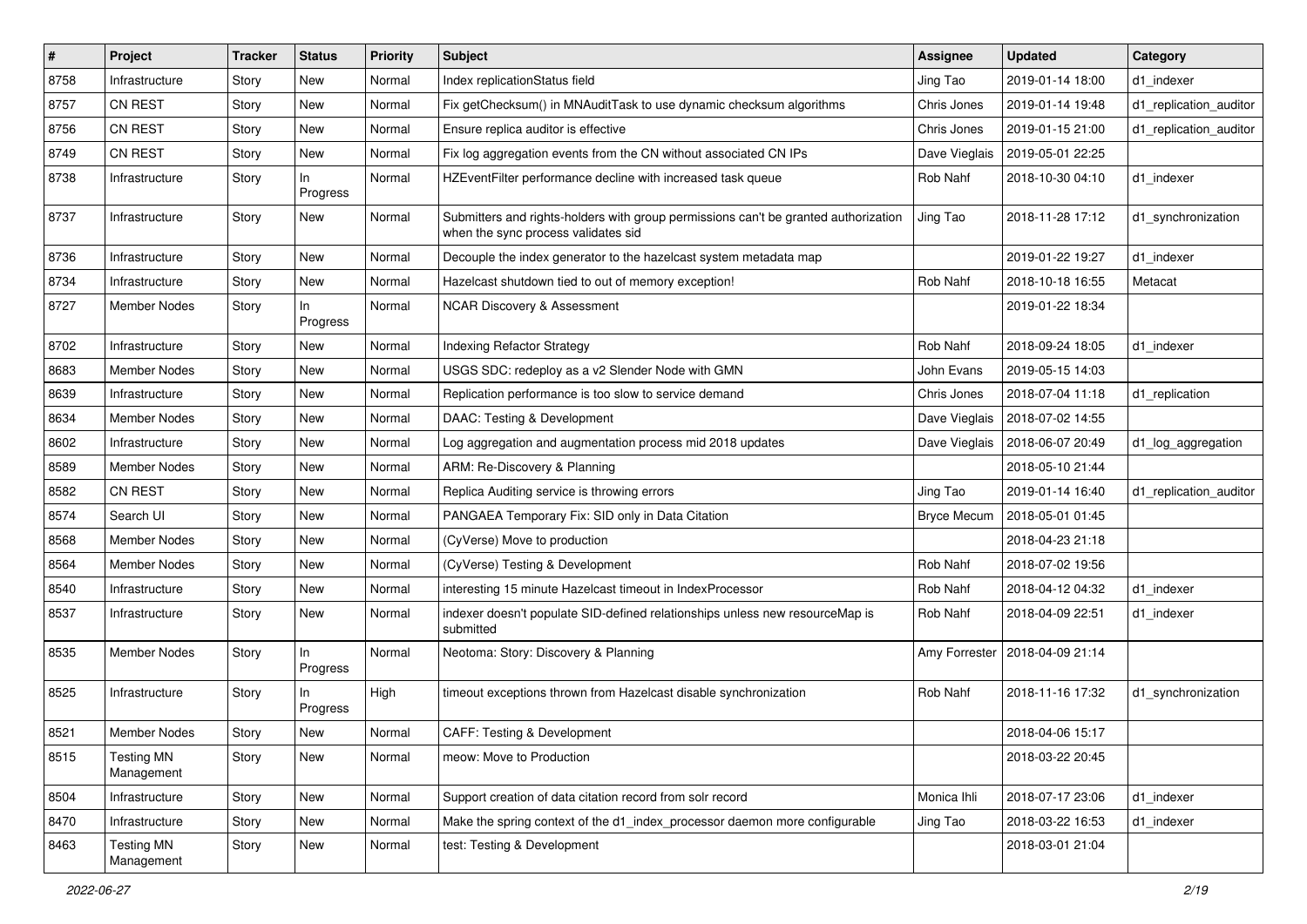| # | Project | Tracker | Status | Priority | Subject | Assignee | Updated | Category |
|---|---|---|---|---|---|---|---|---|
| 8758 | Infrastructure | Story | New | Normal | Index replicationStatus field | Jing Tao | 2019-01-14 18:00 | d1_indexer |
| 8757 | CN REST | Story | New | Normal | Fix getChecksum() in MNAuditTask to use dynamic checksum algorithms | Chris Jones | 2019-01-14 19:48 | d1_replication_auditor |
| 8756 | CN REST | Story | New | Normal | Ensure replica auditor is effective | Chris Jones | 2019-01-15 21:00 | d1_replication_auditor |
| 8749 | CN REST | Story | New | Normal | Fix log aggregation events from the CN without associated CN IPs | Dave Vieglais | 2019-05-01 22:25 | |
| 8738 | Infrastructure | Story | In Progress | Normal | HZEventFilter performance decline with increased task queue | Rob Nahf | 2018-10-30 04:10 | d1_indexer |
| 8737 | Infrastructure | Story | New | Normal | Submitters and rights-holders with group permissions can't be granted authorization when the sync process validates sid | Jing Tao | 2018-11-28 17:12 | d1_synchronization |
| 8736 | Infrastructure | Story | New | Normal | Decouple the index generator to the hazelcast system metadata map | | 2019-01-22 19:27 | d1_indexer |
| 8734 | Infrastructure | Story | New | Normal | Hazelcast shutdown tied to out of memory exception! | Rob Nahf | 2018-10-18 16:55 | Metacat |
| 8727 | Member Nodes | Story | In Progress | Normal | NCAR Discovery & Assessment | | 2019-01-22 18:34 | |
| 8702 | Infrastructure | Story | New | Normal | Indexing Refactor Strategy | Rob Nahf | 2018-09-24 18:05 | d1_indexer |
| 8683 | Member Nodes | Story | New | Normal | USGS SDC: redeploy as a v2 Slender Node with GMN | John Evans | 2019-05-15 14:03 | |
| 8639 | Infrastructure | Story | New | Normal | Replication performance is too slow to service demand | Chris Jones | 2018-07-04 11:18 | d1_replication |
| 8634 | Member Nodes | Story | New | Normal | DAAC: Testing & Development | Dave Vieglais | 2018-07-02 14:55 | |
| 8602 | Infrastructure | Story | New | Normal | Log aggregation and augmentation process mid 2018 updates | Dave Vieglais | 2018-06-07 20:49 | d1_log_aggregation |
| 8589 | Member Nodes | Story | New | Normal | ARM: Re-Discovery & Planning | | 2018-05-10 21:44 | |
| 8582 | CN REST | Story | New | Normal | Replica Auditing service is throwing errors | Jing Tao | 2019-01-14 16:40 | d1_replication_auditor |
| 8574 | Search UI | Story | New | Normal | PANGAEA Temporary Fix: SID only in Data Citation | Bryce Mecum | 2018-05-01 01:45 | |
| 8568 | Member Nodes | Story | New | Normal | (CyVerse) Move to production | | 2018-04-23 21:18 | |
| 8564 | Member Nodes | Story | New | Normal | (CyVerse) Testing & Development | Rob Nahf | 2018-07-02 19:56 | |
| 8540 | Infrastructure | Story | New | Normal | interesting 15 minute Hazelcast timeout in IndexProcessor | Rob Nahf | 2018-04-12 04:32 | d1_indexer |
| 8537 | Infrastructure | Story | New | Normal | indexer doesn't populate SID-defined relationships unless new resourceMap is submitted | Rob Nahf | 2018-04-09 22:51 | d1_indexer |
| 8535 | Member Nodes | Story | In Progress | Normal | Neotoma: Story: Discovery & Planning | Amy Forrester | 2018-04-09 21:14 | |
| 8525 | Infrastructure | Story | In Progress | High | timeout exceptions thrown from Hazelcast disable synchronization | Rob Nahf | 2018-11-16 17:32 | d1_synchronization |
| 8521 | Member Nodes | Story | New | Normal | CAFF: Testing & Development | | 2018-04-06 15:17 | |
| 8515 | Testing MN Management | Story | New | Normal | meow: Move to Production | | 2018-03-22 20:45 | |
| 8504 | Infrastructure | Story | New | Normal | Support creation of data citation record from solr record | Monica Ihli | 2018-07-17 23:06 | d1_indexer |
| 8470 | Infrastructure | Story | New | Normal | Make the spring context of the d1_index_processor daemon more configurable | Jing Tao | 2018-03-22 16:53 | d1_indexer |
| 8463 | Testing MN Management | Story | New | Normal | test: Testing & Development | | 2018-03-01 21:04 | |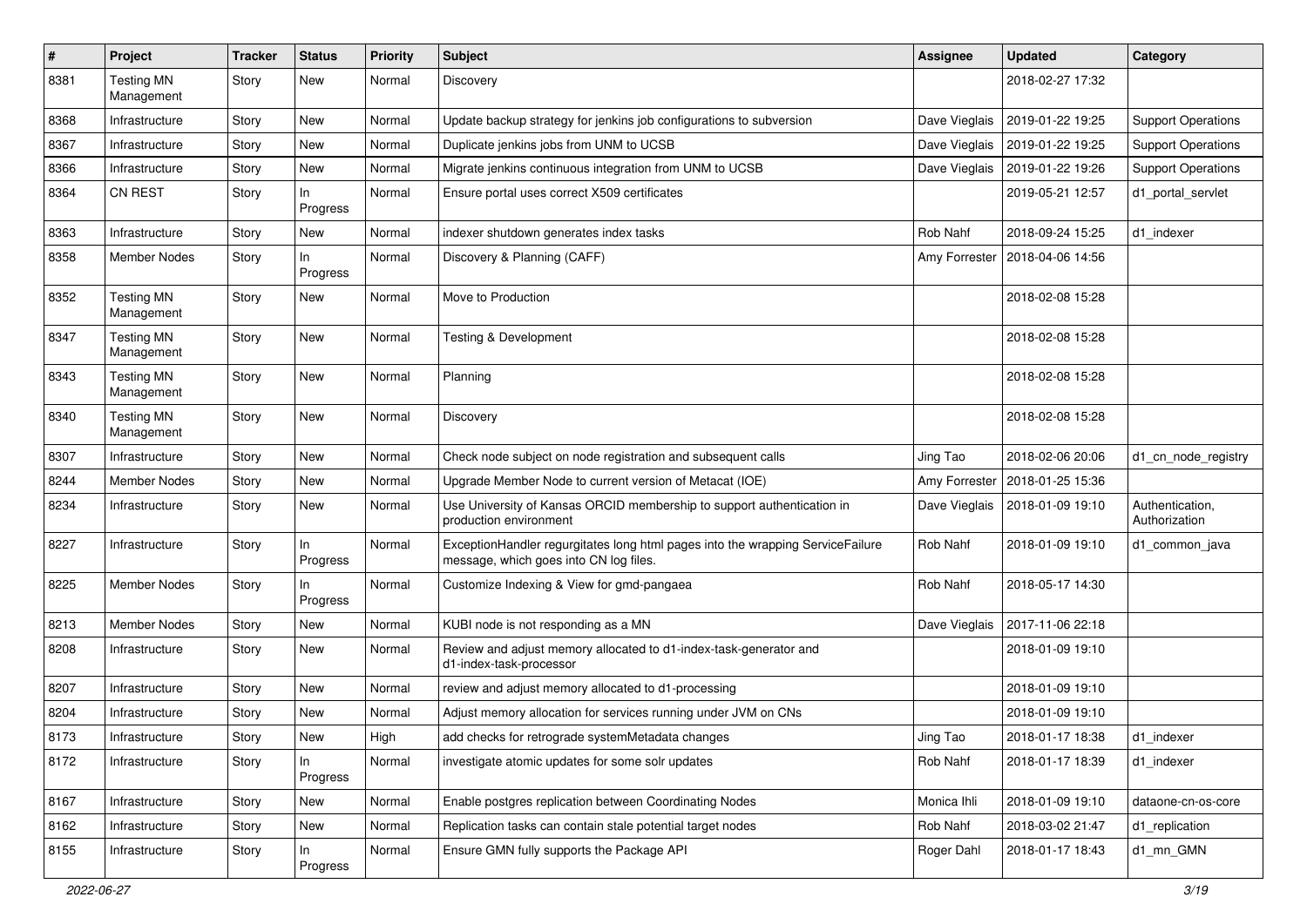| # | Project | Tracker | Status | Priority | Subject | Assignee | Updated | Category |
|---|---|---|---|---|---|---|---|---|
| 8381 | Testing MN Management | Story | New | Normal | Discovery | | 2018-02-27 17:32 | |
| 8368 | Infrastructure | Story | New | Normal | Update backup strategy for jenkins job configurations to subversion | Dave Vieglais | 2019-01-22 19:25 | Support Operations |
| 8367 | Infrastructure | Story | New | Normal | Duplicate jenkins jobs from UNM to UCSB | Dave Vieglais | 2019-01-22 19:25 | Support Operations |
| 8366 | Infrastructure | Story | New | Normal | Migrate jenkins continuous integration from UNM to UCSB | Dave Vieglais | 2019-01-22 19:26 | Support Operations |
| 8364 | CN REST | Story | In Progress | Normal | Ensure portal uses correct X509 certificates | | 2019-05-21 12:57 | d1_portal_servlet |
| 8363 | Infrastructure | Story | New | Normal | indexer shutdown generates index tasks | Rob Nahf | 2018-09-24 15:25 | d1_indexer |
| 8358 | Member Nodes | Story | In Progress | Normal | Discovery & Planning (CAFF) | Amy Forrester | 2018-04-06 14:56 | |
| 8352 | Testing MN Management | Story | New | Normal | Move to Production | | 2018-02-08 15:28 | |
| 8347 | Testing MN Management | Story | New | Normal | Testing & Development | | 2018-02-08 15:28 | |
| 8343 | Testing MN Management | Story | New | Normal | Planning | | 2018-02-08 15:28 | |
| 8340 | Testing MN Management | Story | New | Normal | Discovery | | 2018-02-08 15:28 | |
| 8307 | Infrastructure | Story | New | Normal | Check node subject on node registration and subsequent calls | Jing Tao | 2018-02-06 20:06 | d1_cn_node_registry |
| 8244 | Member Nodes | Story | New | Normal | Upgrade Member Node to current version of Metacat (IOE) | Amy Forrester | 2018-01-25 15:36 | |
| 8234 | Infrastructure | Story | New | Normal | Use University of Kansas ORCID membership to support authentication in production environment | Dave Vieglais | 2018-01-09 19:10 | Authentication, Authorization |
| 8227 | Infrastructure | Story | In Progress | Normal | ExceptionHandler regurgitates long html pages into the wrapping ServiceFailure message, which goes into CN log files. | Rob Nahf | 2018-01-09 19:10 | d1_common_java |
| 8225 | Member Nodes | Story | In Progress | Normal | Customize Indexing & View for gmd-pangaea | Rob Nahf | 2018-05-17 14:30 | |
| 8213 | Member Nodes | Story | New | Normal | KUBI node is not responding as a MN | Dave Vieglais | 2017-11-06 22:18 | |
| 8208 | Infrastructure | Story | New | Normal | Review and adjust memory allocated to d1-index-task-generator and d1-index-task-processor | | 2018-01-09 19:10 | |
| 8207 | Infrastructure | Story | New | Normal | review and adjust memory allocated to d1-processing | | 2018-01-09 19:10 | |
| 8204 | Infrastructure | Story | New | Normal | Adjust memory allocation for services running under JVM on CNs | | 2018-01-09 19:10 | |
| 8173 | Infrastructure | Story | New | High | add checks for retrograde systemMetadata changes | Jing Tao | 2018-01-17 18:38 | d1_indexer |
| 8172 | Infrastructure | Story | In Progress | Normal | investigate atomic updates for some solr updates | Rob Nahf | 2018-01-17 18:39 | d1_indexer |
| 8167 | Infrastructure | Story | New | Normal | Enable postgres replication between Coordinating Nodes | Monica Ihli | 2018-01-09 19:10 | dataone-cn-os-core |
| 8162 | Infrastructure | Story | New | Normal | Replication tasks can contain stale potential target nodes | Rob Nahf | 2018-03-02 21:47 | d1_replication |
| 8155 | Infrastructure | Story | In Progress | Normal | Ensure GMN fully supports the Package API | Roger Dahl | 2018-01-17 18:43 | d1_mn_GMN |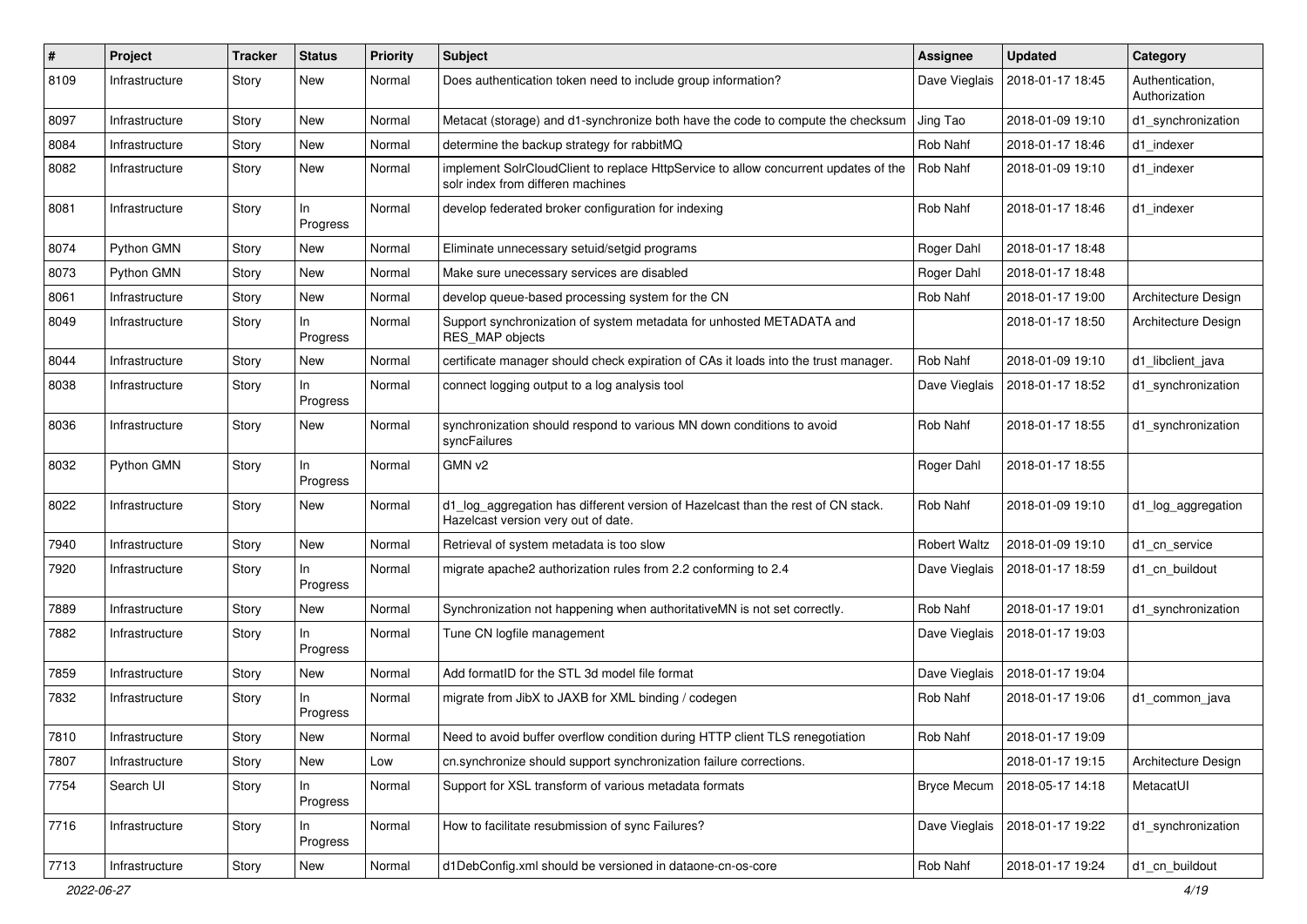| # | Project | Tracker | Status | Priority | Subject | Assignee | Updated | Category |
|---|---|---|---|---|---|---|---|---|
| 8109 | Infrastructure | Story | New | Normal | Does authentication token need to include group information? | Dave Vieglais | 2018-01-17 18:45 | Authentication, Authorization |
| 8097 | Infrastructure | Story | New | Normal | Metacat (storage) and d1-synchronize both have the code to compute the checksum | Jing Tao | 2018-01-09 19:10 | d1_synchronization |
| 8084 | Infrastructure | Story | New | Normal | determine the backup strategy for rabbitMQ | Rob Nahf | 2018-01-17 18:46 | d1_indexer |
| 8082 | Infrastructure | Story | New | Normal | implement SolrCloudClient to replace HttpService to allow concurrent updates of the solr index from differen machines | Rob Nahf | 2018-01-09 19:10 | d1_indexer |
| 8081 | Infrastructure | Story | In Progress | Normal | develop federated broker configuration for indexing | Rob Nahf | 2018-01-17 18:46 | d1_indexer |
| 8074 | Python GMN | Story | New | Normal | Eliminate unnecessary setuid/setgid programs | Roger Dahl | 2018-01-17 18:48 | |
| 8073 | Python GMN | Story | New | Normal | Make sure unecessary services are disabled | Roger Dahl | 2018-01-17 18:48 | |
| 8061 | Infrastructure | Story | New | Normal | develop queue-based processing system for the CN | Rob Nahf | 2018-01-17 19:00 | Architecture Design |
| 8049 | Infrastructure | Story | In Progress | Normal | Support synchronization of system metadata for unhosted METADATA and RES_MAP objects | | 2018-01-17 18:50 | Architecture Design |
| 8044 | Infrastructure | Story | New | Normal | certificate manager should check expiration of CAs it loads into the trust manager. | Rob Nahf | 2018-01-09 19:10 | d1_libclient_java |
| 8038 | Infrastructure | Story | In Progress | Normal | connect logging output to a log analysis tool | Dave Vieglais | 2018-01-17 18:52 | d1_synchronization |
| 8036 | Infrastructure | Story | New | Normal | synchronization should respond to various MN down conditions to avoid syncFailures | Rob Nahf | 2018-01-17 18:55 | d1_synchronization |
| 8032 | Python GMN | Story | In Progress | Normal | GMN v2 | Roger Dahl | 2018-01-17 18:55 | |
| 8022 | Infrastructure | Story | New | Normal | d1_log_aggregation has different version of Hazelcast than the rest of CN stack. Hazelcast version very out of date. | Rob Nahf | 2018-01-09 19:10 | d1_log_aggregation |
| 7940 | Infrastructure | Story | New | Normal | Retrieval of system metadata is too slow | Robert Waltz | 2018-01-09 19:10 | d1_cn_service |
| 7920 | Infrastructure | Story | In Progress | Normal | migrate apache2 authorization rules from 2.2 conforming to 2.4 | Dave Vieglais | 2018-01-17 18:59 | d1_cn_buildout |
| 7889 | Infrastructure | Story | New | Normal | Synchronization not happening when authoritativeMN is not set correctly. | Rob Nahf | 2018-01-17 19:01 | d1_synchronization |
| 7882 | Infrastructure | Story | In Progress | Normal | Tune CN logfile management | Dave Vieglais | 2018-01-17 19:03 | |
| 7859 | Infrastructure | Story | New | Normal | Add formatID for the STL 3d model file format | Dave Vieglais | 2018-01-17 19:04 | |
| 7832 | Infrastructure | Story | In Progress | Normal | migrate from JibX to JAXB for XML binding / codegen | Rob Nahf | 2018-01-17 19:06 | d1_common_java |
| 7810 | Infrastructure | Story | New | Normal | Need to avoid buffer overflow condition during HTTP client TLS renegotiation | Rob Nahf | 2018-01-17 19:09 | |
| 7807 | Infrastructure | Story | New | Low | cn.synchronize should support synchronization failure corrections. | | 2018-01-17 19:15 | Architecture Design |
| 7754 | Search UI | Story | In Progress | Normal | Support for XSL transform of various metadata formats | Bryce Mecum | 2018-05-17 14:18 | MetacatUI |
| 7716 | Infrastructure | Story | In Progress | Normal | How to facilitate resubmission of sync Failures? | Dave Vieglais | 2018-01-17 19:22 | d1_synchronization |
| 7713 | Infrastructure | Story | New | Normal | d1DebConfig.xml should be versioned in dataone-cn-os-core | Rob Nahf | 2018-01-17 19:24 | d1_cn_buildout |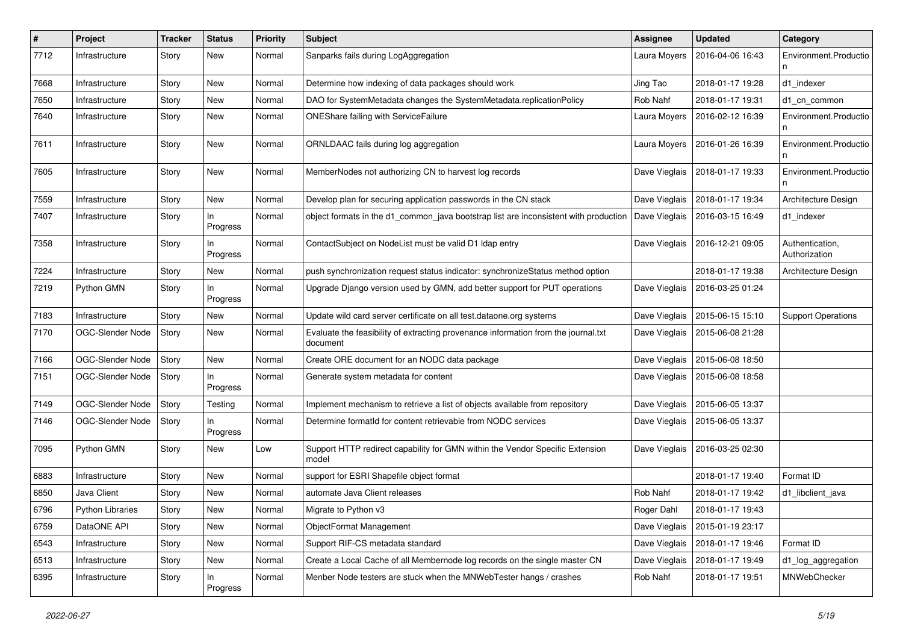| # | Project | Tracker | Status | Priority | Subject | Assignee | Updated | Category |
|---|---|---|---|---|---|---|---|---|
| 7712 | Infrastructure | Story | New | Normal | Sanparks fails during LogAggregation | Laura Moyers | 2016-04-06 16:43 | Environment.Production |
| 7668 | Infrastructure | Story | New | Normal | Determine how indexing of data packages should work | Jing Tao | 2018-01-17 19:28 | d1_indexer |
| 7650 | Infrastructure | Story | New | Normal | DAO for SystemMetadata changes the SystemMetadata.replicationPolicy | Rob Nahf | 2018-01-17 19:31 | d1_cn_common |
| 7640 | Infrastructure | Story | New | Normal | ONEShare failing with ServiceFailure | Laura Moyers | 2016-02-12 16:39 | Environment.Production |
| 7611 | Infrastructure | Story | New | Normal | ORNLDAAC fails during log aggregation | Laura Moyers | 2016-01-26 16:39 | Environment.Production |
| 7605 | Infrastructure | Story | New | Normal | MemberNodes not authorizing CN to harvest log records | Dave Vieglais | 2018-01-17 19:33 | Environment.Production |
| 7559 | Infrastructure | Story | New | Normal | Develop plan for securing application passwords in the CN stack | Dave Vieglais | 2018-01-17 19:34 | Architecture Design |
| 7407 | Infrastructure | Story | In Progress | Normal | object formats in the d1_common_java bootstrap list are inconsistent with production | Dave Vieglais | 2016-03-15 16:49 | d1_indexer |
| 7358 | Infrastructure | Story | In Progress | Normal | ContactSubject on NodeList must be valid D1 ldap entry | Dave Vieglais | 2016-12-21 09:05 | Authentication, Authorization |
| 7224 | Infrastructure | Story | New | Normal | push synchronization request status indicator: synchronizeStatus method option | | 2018-01-17 19:38 | Architecture Design |
| 7219 | Python GMN | Story | In Progress | Normal | Upgrade Django version used by GMN, add better support for PUT operations | Dave Vieglais | 2016-03-25 01:24 | |
| 7183 | Infrastructure | Story | New | Normal | Update wild card server certificate on all test.dataone.org systems | Dave Vieglais | 2015-06-15 15:10 | Support Operations |
| 7170 | OGC-Slender Node | Story | New | Normal | Evaluate the feasibility of extracting provenance information from the journal.txt document | Dave Vieglais | 2015-06-08 21:28 | |
| 7166 | OGC-Slender Node | Story | New | Normal | Create ORE document for an NODC data package | Dave Vieglais | 2015-06-08 18:50 | |
| 7151 | OGC-Slender Node | Story | In Progress | Normal | Generate system metadata for content | Dave Vieglais | 2015-06-08 18:58 | |
| 7149 | OGC-Slender Node | Story | Testing | Normal | Implement mechanism to retrieve a list of objects available from repository | Dave Vieglais | 2015-06-05 13:37 | |
| 7146 | OGC-Slender Node | Story | In Progress | Normal | Determine formatId for content retrievable from NODC services | Dave Vieglais | 2015-06-05 13:37 | |
| 7095 | Python GMN | Story | New | Low | Support HTTP redirect capability for GMN within the Vendor Specific Extension model | Dave Vieglais | 2016-03-25 02:30 | |
| 6883 | Infrastructure | Story | New | Normal | support for ESRI Shapefile object format | | 2018-01-17 19:40 | Format ID |
| 6850 | Java Client | Story | New | Normal | automate Java Client releases | Rob Nahf | 2018-01-17 19:42 | d1_libclient_java |
| 6796 | Python Libraries | Story | New | Normal | Migrate to Python v3 | Roger Dahl | 2018-01-17 19:43 | |
| 6759 | DataONE API | Story | New | Normal | ObjectFormat Management | Dave Vieglais | 2015-01-19 23:17 | |
| 6543 | Infrastructure | Story | New | Normal | Support RIF-CS metadata standard | Dave Vieglais | 2018-01-17 19:46 | Format ID |
| 6513 | Infrastructure | Story | New | Normal | Create a Local Cache of all Membernode log records on the single master CN | Dave Vieglais | 2018-01-17 19:49 | d1_log_aggregation |
| 6395 | Infrastructure | Story | In Progress | Normal | Menber Node testers are stuck when the MNWebTester hangs / crashes | Rob Nahf | 2018-01-17 19:51 | MNWebChecker |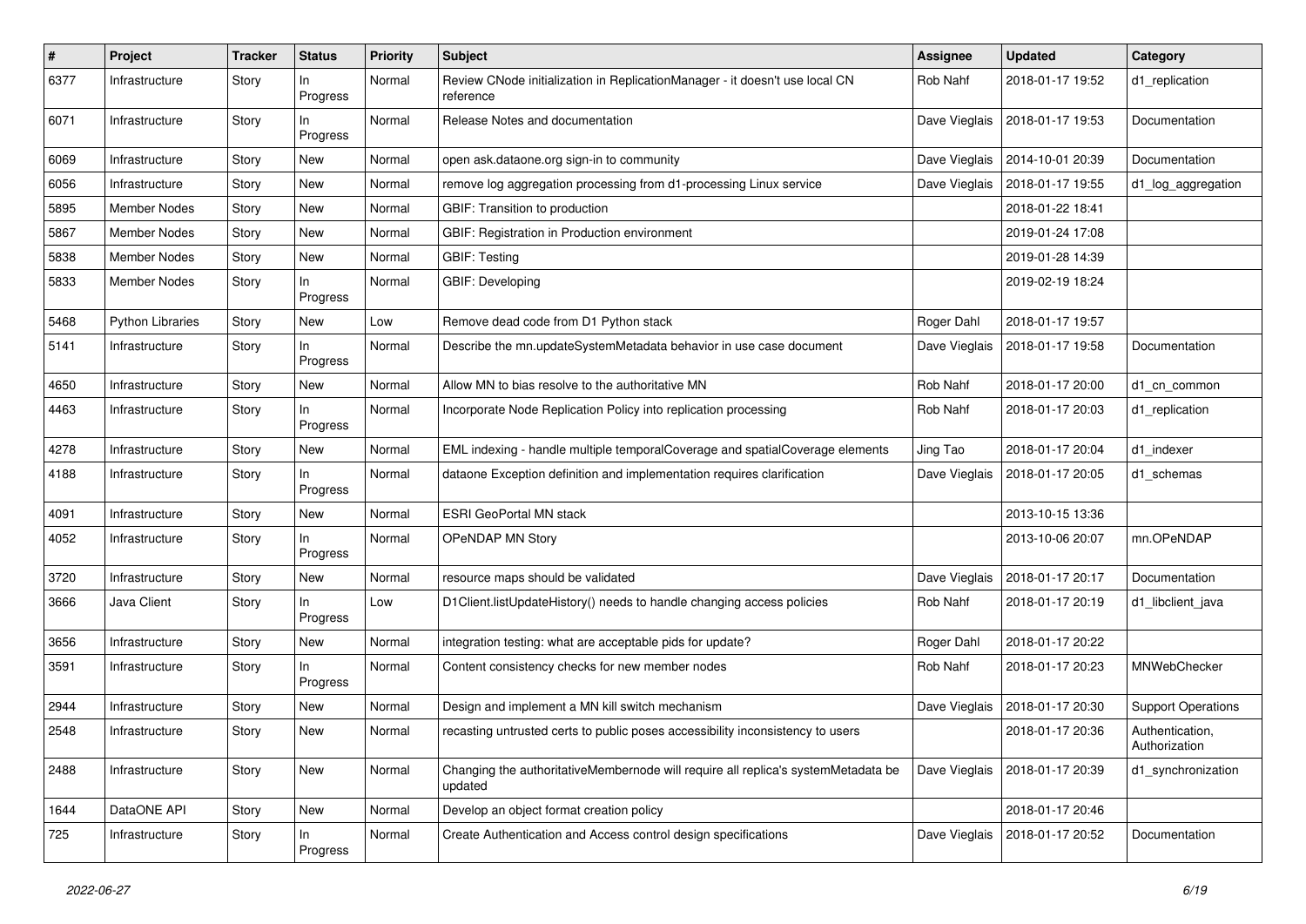| # | Project | Tracker | Status | Priority | Subject | Assignee | Updated | Category |
|---|---|---|---|---|---|---|---|---|
| 6377 | Infrastructure | Story | In Progress | Normal | Review CNode initialization in ReplicationManager - it doesn't use local CN reference | Rob Nahf | 2018-01-17 19:52 | d1_replication |
| 6071 | Infrastructure | Story | In Progress | Normal | Release Notes and documentation | Dave Vieglais | 2018-01-17 19:53 | Documentation |
| 6069 | Infrastructure | Story | New | Normal | open ask.dataone.org sign-in to community | Dave Vieglais | 2014-10-01 20:39 | Documentation |
| 6056 | Infrastructure | Story | New | Normal | remove log aggregation processing from d1-processing Linux service | Dave Vieglais | 2018-01-17 19:55 | d1_log_aggregation |
| 5895 | Member Nodes | Story | New | Normal | GBIF: Transition to production | | 2018-01-22 18:41 | |
| 5867 | Member Nodes | Story | New | Normal | GBIF: Registration in Production environment | | 2019-01-24 17:08 | |
| 5838 | Member Nodes | Story | New | Normal | GBIF: Testing | | 2019-01-28 14:39 | |
| 5833 | Member Nodes | Story | In Progress | Normal | GBIF: Developing | | 2019-02-19 18:24 | |
| 5468 | Python Libraries | Story | New | Low | Remove dead code from D1 Python stack | Roger Dahl | 2018-01-17 19:57 | |
| 5141 | Infrastructure | Story | In Progress | Normal | Describe the mn.updateSystemMetadata behavior in use case document | Dave Vieglais | 2018-01-17 19:58 | Documentation |
| 4650 | Infrastructure | Story | New | Normal | Allow MN to bias resolve to the authoritative MN | Rob Nahf | 2018-01-17 20:00 | d1_cn_common |
| 4463 | Infrastructure | Story | In Progress | Normal | Incorporate Node Replication Policy into replication processing | Rob Nahf | 2018-01-17 20:03 | d1_replication |
| 4278 | Infrastructure | Story | New | Normal | EML indexing - handle multiple temporalCoverage and spatialCoverage elements | Jing Tao | 2018-01-17 20:04 | d1_indexer |
| 4188 | Infrastructure | Story | In Progress | Normal | dataone Exception definition and implementation requires clarification | Dave Vieglais | 2018-01-17 20:05 | d1_schemas |
| 4091 | Infrastructure | Story | New | Normal | ESRI GeoPortal MN stack | | 2013-10-15 13:36 | |
| 4052 | Infrastructure | Story | In Progress | Normal | OPeNDAP MN Story | | 2013-10-06 20:07 | mn.OPeNDAP |
| 3720 | Infrastructure | Story | New | Normal | resource maps should be validated | Dave Vieglais | 2018-01-17 20:17 | Documentation |
| 3666 | Java Client | Story | In Progress | Low | D1Client.listUpdateHistory() needs to handle changing access policies | Rob Nahf | 2018-01-17 20:19 | d1_libclient_java |
| 3656 | Infrastructure | Story | New | Normal | integration testing: what are acceptable pids for update? | Roger Dahl | 2018-01-17 20:22 | |
| 3591 | Infrastructure | Story | In Progress | Normal | Content consistency checks for new member nodes | Rob Nahf | 2018-01-17 20:23 | MNWebChecker |
| 2944 | Infrastructure | Story | New | Normal | Design and implement a MN kill switch mechanism | Dave Vieglais | 2018-01-17 20:30 | Support Operations |
| 2548 | Infrastructure | Story | New | Normal | recasting untrusted certs to public poses accessibility inconsistency to users | | 2018-01-17 20:36 | Authentication, Authorization |
| 2488 | Infrastructure | Story | New | Normal | Changing the authoritativeMembernode will require all replica's systemMetadata be updated | Dave Vieglais | 2018-01-17 20:39 | d1_synchronization |
| 1644 | DataONE API | Story | New | Normal | Develop an object format creation policy | | 2018-01-17 20:46 | |
| 725 | Infrastructure | Story | In Progress | Normal | Create Authentication and Access control design specifications | Dave Vieglais | 2018-01-17 20:52 | Documentation |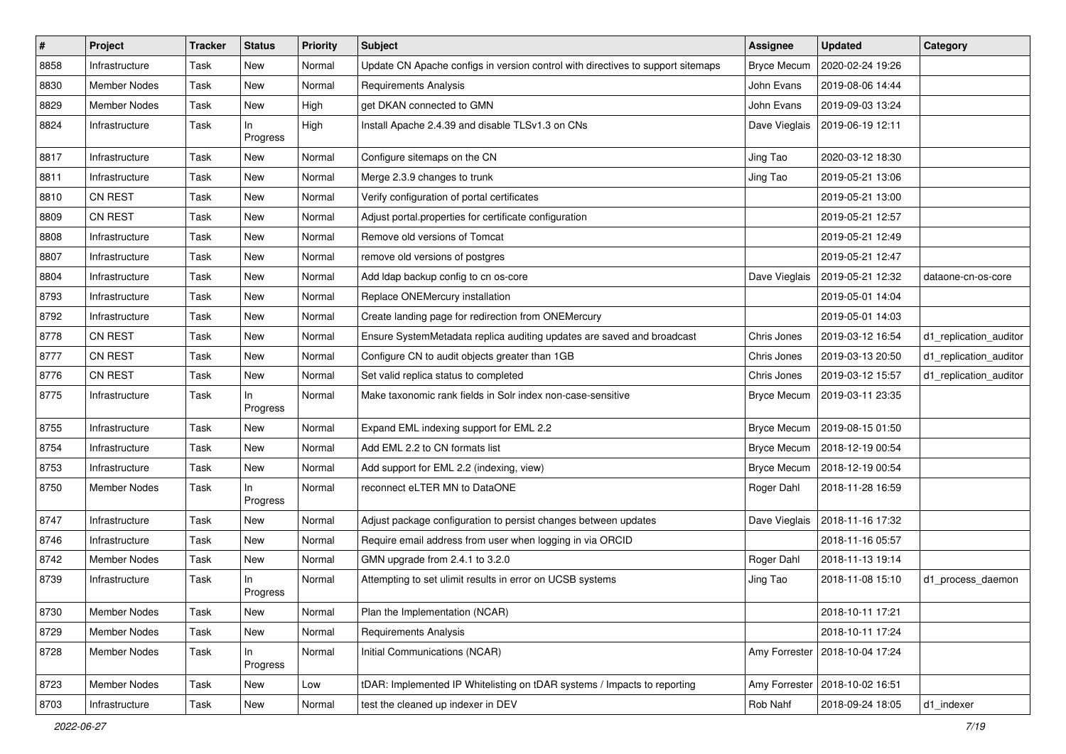| # | Project | Tracker | Status | Priority | Subject | Assignee | Updated | Category |
|---|---|---|---|---|---|---|---|---|
| 8858 | Infrastructure | Task | New | Normal | Update CN Apache configs in version control with directives to support sitemaps | Bryce Mecum | 2020-02-24 19:26 | |
| 8830 | Member Nodes | Task | New | Normal | Requirements Analysis | John Evans | 2019-08-06 14:44 | |
| 8829 | Member Nodes | Task | New | High | get DKAN connected to GMN | John Evans | 2019-09-03 13:24 | |
| 8824 | Infrastructure | Task | In Progress | High | Install Apache 2.4.39 and disable TLSv1.3 on CNs | Dave Vieglais | 2019-06-19 12:11 | |
| 8817 | Infrastructure | Task | New | Normal | Configure sitemaps on the CN | Jing Tao | 2020-03-12 18:30 | |
| 8811 | Infrastructure | Task | New | Normal | Merge 2.3.9 changes to trunk | Jing Tao | 2019-05-21 13:06 | |
| 8810 | CN REST | Task | New | Normal | Verify configuration of portal certificates | | 2019-05-21 13:00 | |
| 8809 | CN REST | Task | New | Normal | Adjust portal.properties for certificate configuration | | 2019-05-21 12:57 | |
| 8808 | Infrastructure | Task | New | Normal | Remove old versions of Tomcat | | 2019-05-21 12:49 | |
| 8807 | Infrastructure | Task | New | Normal | remove old versions of postgres | | 2019-05-21 12:47 | |
| 8804 | Infrastructure | Task | New | Normal | Add ldap backup config to cn os-core | Dave Vieglais | 2019-05-21 12:32 | dataone-cn-os-core |
| 8793 | Infrastructure | Task | New | Normal | Replace ONEMercury installation | | 2019-05-01 14:04 | |
| 8792 | Infrastructure | Task | New | Normal | Create landing page for redirection from ONEMercury | | 2019-05-01 14:03 | |
| 8778 | CN REST | Task | New | Normal | Ensure SystemMetadata replica auditing updates are saved and broadcast | Chris Jones | 2019-03-12 16:54 | d1_replication_auditor |
| 8777 | CN REST | Task | New | Normal | Configure CN to audit objects greater than 1GB | Chris Jones | 2019-03-13 20:50 | d1_replication_auditor |
| 8776 | CN REST | Task | New | Normal | Set valid replica status to completed | Chris Jones | 2019-03-12 15:57 | d1_replication_auditor |
| 8775 | Infrastructure | Task | In Progress | Normal | Make taxonomic rank fields in Solr index non-case-sensitive | Bryce Mecum | 2019-03-11 23:35 | |
| 8755 | Infrastructure | Task | New | Normal | Expand EML indexing support for EML 2.2 | Bryce Mecum | 2019-08-15 01:50 | |
| 8754 | Infrastructure | Task | New | Normal | Add EML 2.2 to CN formats list | Bryce Mecum | 2018-12-19 00:54 | |
| 8753 | Infrastructure | Task | New | Normal | Add support for EML 2.2 (indexing, view) | Bryce Mecum | 2018-12-19 00:54 | |
| 8750 | Member Nodes | Task | In Progress | Normal | reconnect eLTER MN to DataONE | Roger Dahl | 2018-11-28 16:59 | |
| 8747 | Infrastructure | Task | New | Normal | Adjust package configuration to persist changes between updates | Dave Vieglais | 2018-11-16 17:32 | |
| 8746 | Infrastructure | Task | New | Normal | Require email address from user when logging in via ORCID | | 2018-11-16 05:57 | |
| 8742 | Member Nodes | Task | New | Normal | GMN upgrade from 2.4.1 to 3.2.0 | Roger Dahl | 2018-11-13 19:14 | |
| 8739 | Infrastructure | Task | In Progress | Normal | Attempting to set ulimit results in error on UCSB systems | Jing Tao | 2018-11-08 15:10 | d1_process_daemon |
| 8730 | Member Nodes | Task | New | Normal | Plan the Implementation (NCAR) | | 2018-10-11 17:21 | |
| 8729 | Member Nodes | Task | New | Normal | Requirements Analysis | | 2018-10-11 17:24 | |
| 8728 | Member Nodes | Task | In Progress | Normal | Initial Communications (NCAR) | Amy Forrester | 2018-10-04 17:24 | |
| 8723 | Member Nodes | Task | New | Low | tDAR: Implemented IP Whitelisting on tDAR systems / Impacts to reporting | Amy Forrester | 2018-10-02 16:51 | |
| 8703 | Infrastructure | Task | New | Normal | test the cleaned up indexer in DEV | Rob Nahf | 2018-09-24 18:05 | d1_indexer |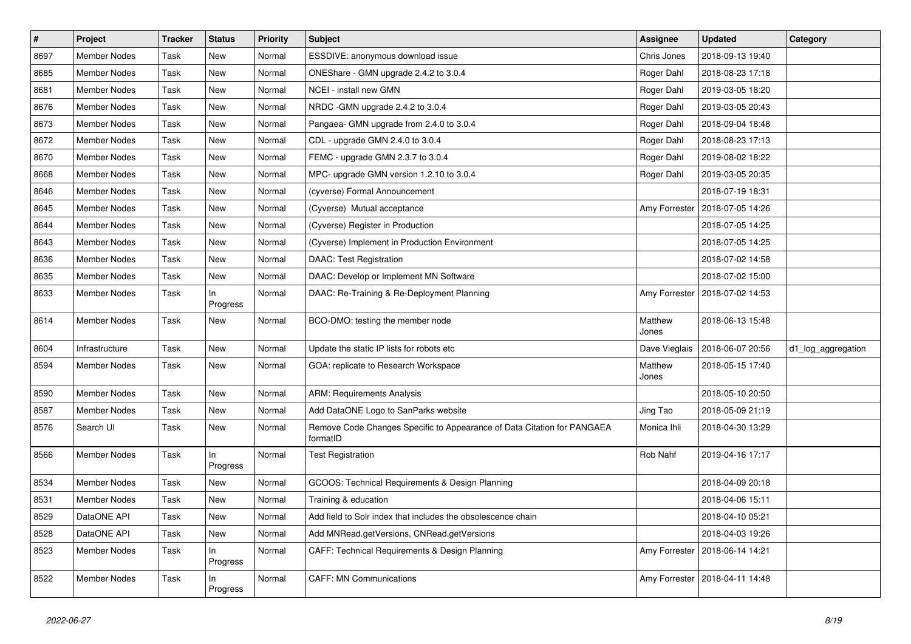| # | Project | Tracker | Status | Priority | Subject | Assignee | Updated | Category |
|---|---|---|---|---|---|---|---|---|
| 8697 | Member Nodes | Task | New | Normal | ESSDIVE: anonymous download issue | Chris Jones | 2018-09-13 19:40 | |
| 8685 | Member Nodes | Task | New | Normal | ONEShare - GMN upgrade 2.4.2 to 3.0.4 | Roger Dahl | 2018-08-23 17:18 | |
| 8681 | Member Nodes | Task | New | Normal | NCEI - install new GMN | Roger Dahl | 2019-03-05 18:20 | |
| 8676 | Member Nodes | Task | New | Normal | NRDC -GMN upgrade 2.4.2 to 3.0.4 | Roger Dahl | 2019-03-05 20:43 | |
| 8673 | Member Nodes | Task | New | Normal | Pangaea- GMN upgrade from 2.4.0 to 3.0.4 | Roger Dahl | 2018-09-04 18:48 | |
| 8672 | Member Nodes | Task | New | Normal | CDL - upgrade GMN 2.4.0 to 3.0.4 | Roger Dahl | 2018-08-23 17:13 | |
| 8670 | Member Nodes | Task | New | Normal | FEMC - upgrade GMN 2.3.7 to 3.0.4 | Roger Dahl | 2019-08-02 18:22 | |
| 8668 | Member Nodes | Task | New | Normal | MPC- upgrade GMN version 1.2.10 to 3.0.4 | Roger Dahl | 2019-03-05 20:35 | |
| 8646 | Member Nodes | Task | New | Normal | (cyverse) Formal Announcement | | 2018-07-19 18:31 | |
| 8645 | Member Nodes | Task | New | Normal | (Cyverse) Mutual acceptance | Amy Forrester | 2018-07-05 14:26 | |
| 8644 | Member Nodes | Task | New | Normal | (Cyverse) Register in Production | | 2018-07-05 14:25 | |
| 8643 | Member Nodes | Task | New | Normal | (Cyverse) Implement in Production Environment | | 2018-07-05 14:25 | |
| 8636 | Member Nodes | Task | New | Normal | DAAC: Test Registration | | 2018-07-02 14:58 | |
| 8635 | Member Nodes | Task | New | Normal | DAAC: Develop or Implement MN Software | | 2018-07-02 15:00 | |
| 8633 | Member Nodes | Task | In Progress | Normal | DAAC: Re-Training & Re-Deployment Planning | Amy Forrester | 2018-07-02 14:53 | |
| 8614 | Member Nodes | Task | New | Normal | BCO-DMO: testing the member node | Matthew Jones | 2018-06-13 15:48 | |
| 8604 | Infrastructure | Task | New | Normal | Update the static IP lists for robots etc | Dave Vieglais | 2018-06-07 20:56 | d1_log_aggregation |
| 8594 | Member Nodes | Task | New | Normal | GOA: replicate to Research Workspace | Matthew Jones | 2018-05-15 17:40 | |
| 8590 | Member Nodes | Task | New | Normal | ARM: Requirements Analysis | | 2018-05-10 20:50 | |
| 8587 | Member Nodes | Task | New | Normal | Add DataONE Logo to SanParks website | Jing Tao | 2018-05-09 21:19 | |
| 8576 | Search UI | Task | New | Normal | Remove Code Changes Specific to Appearance of Data Citation for PANGAEA formatID | Monica Ihli | 2018-04-30 13:29 | |
| 8566 | Member Nodes | Task | In Progress | Normal | Test Registration | Rob Nahf | 2019-04-16 17:17 | |
| 8534 | Member Nodes | Task | New | Normal | GCOOS: Technical Requirements & Design Planning | | 2018-04-09 20:18 | |
| 8531 | Member Nodes | Task | New | Normal | Training & education | | 2018-04-06 15:11 | |
| 8529 | DataONE API | Task | New | Normal | Add field to Solr index that includes the obsolescence chain | | 2018-04-10 05:21 | |
| 8528 | DataONE API | Task | New | Normal | Add MNRead.getVersions, CNRead.getVersions | | 2018-04-03 19:26 | |
| 8523 | Member Nodes | Task | In Progress | Normal | CAFF: Technical Requirements & Design Planning | Amy Forrester | 2018-06-14 14:21 | |
| 8522 | Member Nodes | Task | In Progress | Normal | CAFF: MN Communications | Amy Forrester | 2018-04-11 14:48 | |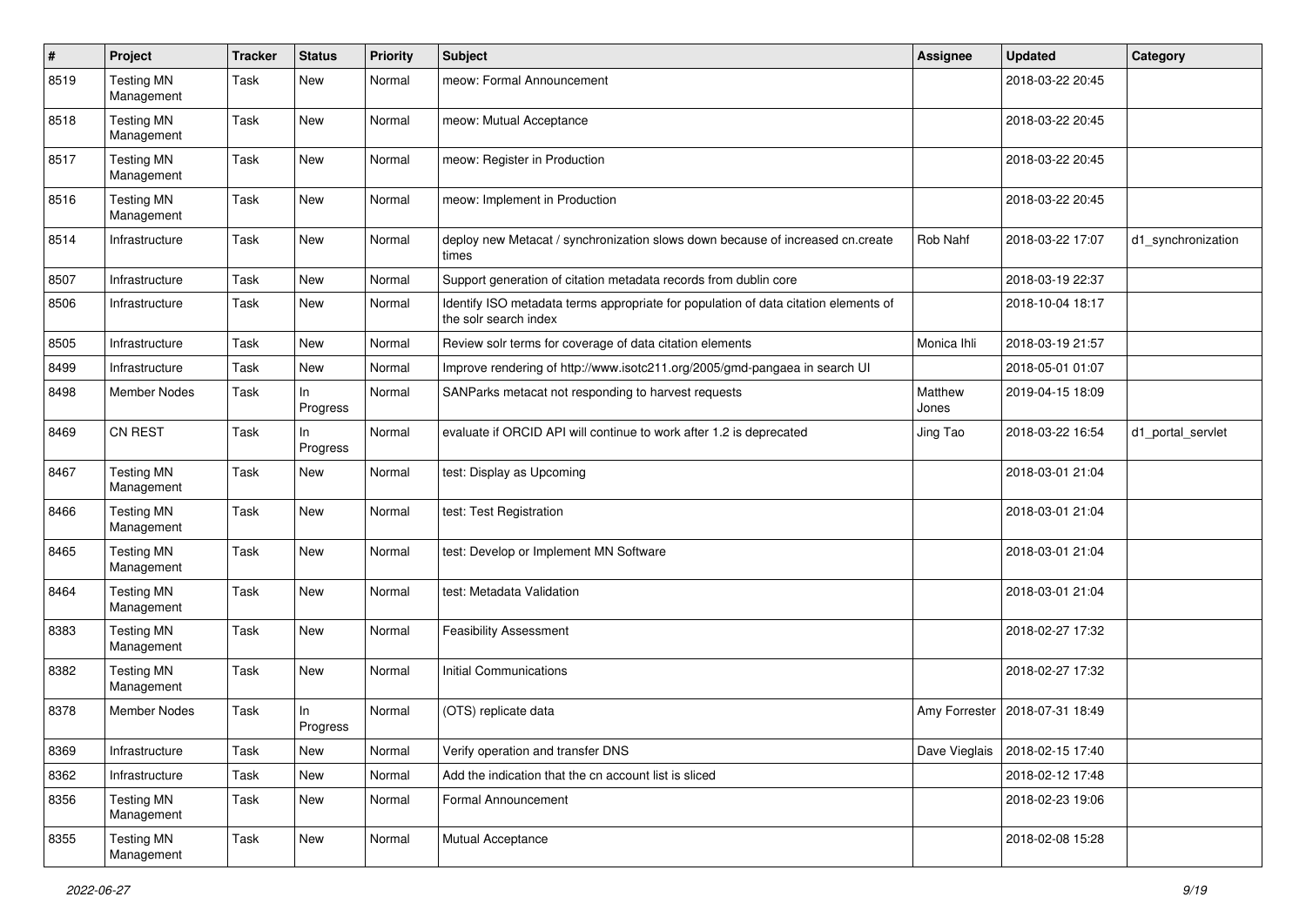| # | Project | Tracker | Status | Priority | Subject | Assignee | Updated | Category |
|---|---|---|---|---|---|---|---|---|
| 8519 | Testing MN Management | Task | New | Normal | meow: Formal Announcement | | 2018-03-22 20:45 | |
| 8518 | Testing MN Management | Task | New | Normal | meow: Mutual Acceptance | | 2018-03-22 20:45 | |
| 8517 | Testing MN Management | Task | New | Normal | meow: Register in Production | | 2018-03-22 20:45 | |
| 8516 | Testing MN Management | Task | New | Normal | meow: Implement in Production | | 2018-03-22 20:45 | |
| 8514 | Infrastructure | Task | New | Normal | deploy new Metacat / synchronization slows down because of increased cn.create times | Rob Nahf | 2018-03-22 17:07 | d1_synchronization |
| 8507 | Infrastructure | Task | New | Normal | Support generation of citation metadata records from dublin core | | 2018-03-19 22:37 | |
| 8506 | Infrastructure | Task | New | Normal | Identify ISO metadata terms appropriate for population of data citation elements of the solr search index | | 2018-10-04 18:17 | |
| 8505 | Infrastructure | Task | New | Normal | Review solr terms for coverage of data citation elements | Monica Ihli | 2018-03-19 21:57 | |
| 8499 | Infrastructure | Task | New | Normal | Improve rendering of http://www.isotc211.org/2005/gmd-pangaea in search UI | | 2018-05-01 01:07 | |
| 8498 | Member Nodes | Task | In Progress | Normal | SANParks metacat not responding to harvest requests | Matthew Jones | 2019-04-15 18:09 | |
| 8469 | CN REST | Task | In Progress | Normal | evaluate if ORCID API will continue to work after 1.2 is deprecated | Jing Tao | 2018-03-22 16:54 | d1_portal_servlet |
| 8467 | Testing MN Management | Task | New | Normal | test: Display as Upcoming | | 2018-03-01 21:04 | |
| 8466 | Testing MN Management | Task | New | Normal | test: Test Registration | | 2018-03-01 21:04 | |
| 8465 | Testing MN Management | Task | New | Normal | test: Develop or Implement MN Software | | 2018-03-01 21:04 | |
| 8464 | Testing MN Management | Task | New | Normal | test: Metadata Validation | | 2018-03-01 21:04 | |
| 8383 | Testing MN Management | Task | New | Normal | Feasibility Assessment | | 2018-02-27 17:32 | |
| 8382 | Testing MN Management | Task | New | Normal | Initial Communications | | 2018-02-27 17:32 | |
| 8378 | Member Nodes | Task | In Progress | Normal | (OTS) replicate data | Amy Forrester | 2018-07-31 18:49 | |
| 8369 | Infrastructure | Task | New | Normal | Verify operation and transfer DNS | Dave Vieglais | 2018-02-15 17:40 | |
| 8362 | Infrastructure | Task | New | Normal | Add the indication that the cn account list is sliced | | 2018-02-12 17:48 | |
| 8356 | Testing MN Management | Task | New | Normal | Formal Announcement | | 2018-02-23 19:06 | |
| 8355 | Testing MN Management | Task | New | Normal | Mutual Acceptance | | 2018-02-08 15:28 | |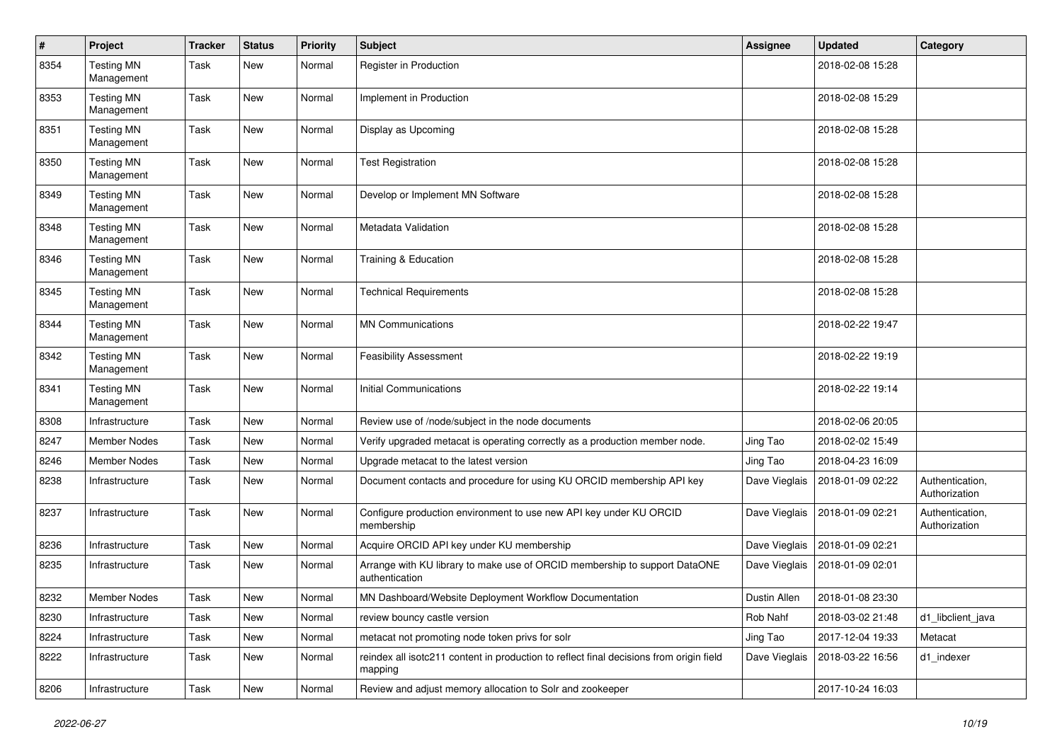| # | Project | Tracker | Status | Priority | Subject | Assignee | Updated | Category |
|---|---|---|---|---|---|---|---|---|
| 8354 | Testing MN Management | Task | New | Normal | Register in Production | | 2018-02-08 15:28 | |
| 8353 | Testing MN Management | Task | New | Normal | Implement in Production | | 2018-02-08 15:29 | |
| 8351 | Testing MN Management | Task | New | Normal | Display as Upcoming | | 2018-02-08 15:28 | |
| 8350 | Testing MN Management | Task | New | Normal | Test Registration | | 2018-02-08 15:28 | |
| 8349 | Testing MN Management | Task | New | Normal | Develop or Implement MN Software | | 2018-02-08 15:28 | |
| 8348 | Testing MN Management | Task | New | Normal | Metadata Validation | | 2018-02-08 15:28 | |
| 8346 | Testing MN Management | Task | New | Normal | Training & Education | | 2018-02-08 15:28 | |
| 8345 | Testing MN Management | Task | New | Normal | Technical Requirements | | 2018-02-08 15:28 | |
| 8344 | Testing MN Management | Task | New | Normal | MN Communications | | 2018-02-22 19:47 | |
| 8342 | Testing MN Management | Task | New | Normal | Feasibility Assessment | | 2018-02-22 19:19 | |
| 8341 | Testing MN Management | Task | New | Normal | Initial Communications | | 2018-02-22 19:14 | |
| 8308 | Infrastructure | Task | New | Normal | Review use of /node/subject in the node documents | | 2018-02-06 20:05 | |
| 8247 | Member Nodes | Task | New | Normal | Verify upgraded metacat is operating correctly as a production member node. | Jing Tao | 2018-02-02 15:49 | |
| 8246 | Member Nodes | Task | New | Normal | Upgrade metacat to the latest version | Jing Tao | 2018-04-23 16:09 | |
| 8238 | Infrastructure | Task | New | Normal | Document contacts and procedure for using KU ORCID membership API key | Dave Vieglais | 2018-01-09 02:22 | Authentication, Authorization |
| 8237 | Infrastructure | Task | New | Normal | Configure production environment to use new API key under KU ORCID membership | Dave Vieglais | 2018-01-09 02:21 | Authentication, Authorization |
| 8236 | Infrastructure | Task | New | Normal | Acquire ORCID API key under KU membership | Dave Vieglais | 2018-01-09 02:21 | |
| 8235 | Infrastructure | Task | New | Normal | Arrange with KU library to make use of ORCID membership to support DataONE authentication | Dave Vieglais | 2018-01-09 02:01 | |
| 8232 | Member Nodes | Task | New | Normal | MN Dashboard/Website Deployment Workflow Documentation | Dustin Allen | 2018-01-08 23:30 | |
| 8230 | Infrastructure | Task | New | Normal | review bouncy castle version | Rob Nahf | 2018-03-02 21:48 | d1_libclient_java |
| 8224 | Infrastructure | Task | New | Normal | metacat not promoting node token privs for solr | Jing Tao | 2017-12-04 19:33 | Metacat |
| 8222 | Infrastructure | Task | New | Normal | reindex all isotc211 content in production to reflect final decisions from origin field mapping | Dave Vieglais | 2018-03-22 16:56 | d1_indexer |
| 8206 | Infrastructure | Task | New | Normal | Review and adjust memory allocation to Solr and zookeeper | | 2017-10-24 16:03 | |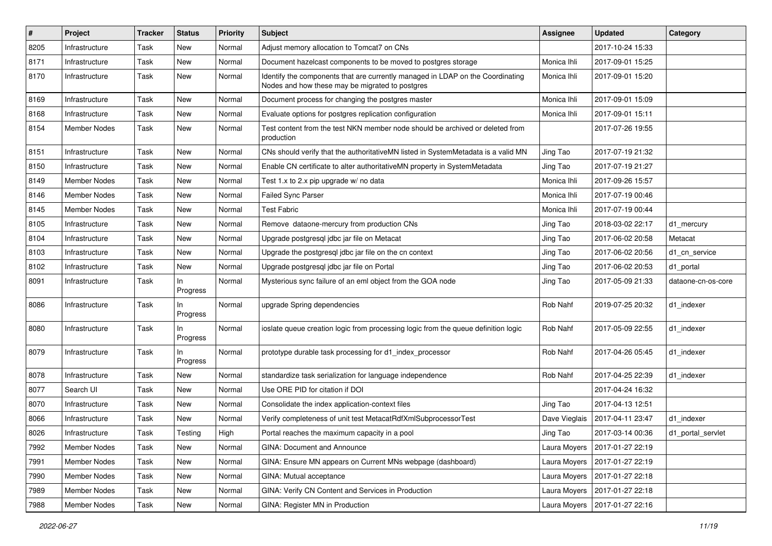| # | Project | Tracker | Status | Priority | Subject | Assignee | Updated | Category |
|---|---|---|---|---|---|---|---|---|
| 8205 | Infrastructure | Task | New | Normal | Adjust memory allocation to Tomcat7 on CNs | | 2017-10-24 15:33 | |
| 8171 | Infrastructure | Task | New | Normal | Document hazelcast components to be moved to postgres storage | Monica Ihli | 2017-09-01 15:25 | |
| 8170 | Infrastructure | Task | New | Normal | Identify the components that are currently managed in LDAP on the Coordinating Nodes and how these may be migrated to postgres | Monica Ihli | 2017-09-01 15:20 | |
| 8169 | Infrastructure | Task | New | Normal | Document process for changing the postgres master | Monica Ihli | 2017-09-01 15:09 | |
| 8168 | Infrastructure | Task | New | Normal | Evaluate options for postgres replication configuration | Monica Ihli | 2017-09-01 15:11 | |
| 8154 | Member Nodes | Task | New | Normal | Test content from the test NKN member node should be archived or deleted from production | | 2017-07-26 19:55 | |
| 8151 | Infrastructure | Task | New | Normal | CNs should verify that the authoritativeMN listed in SystemMetadata is a valid MN | Jing Tao | 2017-07-19 21:32 | |
| 8150 | Infrastructure | Task | New | Normal | Enable CN certificate to alter authoritativeMN property in SystemMetadata | Jing Tao | 2017-07-19 21:27 | |
| 8149 | Member Nodes | Task | New | Normal | Test 1.x to 2.x pip upgrade w/ no data | Monica Ihli | 2017-09-26 15:57 | |
| 8146 | Member Nodes | Task | New | Normal | Failed Sync Parser | Monica Ihli | 2017-07-19 00:46 | |
| 8145 | Member Nodes | Task | New | Normal | Test Fabric | Monica Ihli | 2017-07-19 00:44 | |
| 8105 | Infrastructure | Task | New | Normal | Remove dataone-mercury from production CNs | Jing Tao | 2018-03-02 22:17 | d1_mercury |
| 8104 | Infrastructure | Task | New | Normal | Upgrade postgresql jdbc jar file on Metacat | Jing Tao | 2017-06-02 20:58 | Metacat |
| 8103 | Infrastructure | Task | New | Normal | Upgrade the postgresql jdbc jar file on the cn context | Jing Tao | 2017-06-02 20:56 | d1_cn_service |
| 8102 | Infrastructure | Task | New | Normal | Upgrade postgresql jdbc jar file on Portal | Jing Tao | 2017-06-02 20:53 | d1_portal |
| 8091 | Infrastructure | Task | In Progress | Normal | Mysterious sync failure of an eml object from the GOA node | Jing Tao | 2017-05-09 21:33 | dataone-cn-os-core |
| 8086 | Infrastructure | Task | In Progress | Normal | upgrade Spring dependencies | Rob Nahf | 2019-07-25 20:32 | d1_indexer |
| 8080 | Infrastructure | Task | In Progress | Normal | ioslate queue creation logic from processing logic from the queue definition logic | Rob Nahf | 2017-05-09 22:55 | d1_indexer |
| 8079 | Infrastructure | Task | In Progress | Normal | prototype durable task processing for d1_index_processor | Rob Nahf | 2017-04-26 05:45 | d1_indexer |
| 8078 | Infrastructure | Task | New | Normal | standardize task serialization for language independence | Rob Nahf | 2017-04-25 22:39 | d1_indexer |
| 8077 | Search UI | Task | New | Normal | Use ORE PID for citation if DOI | | 2017-04-24 16:32 | |
| 8070 | Infrastructure | Task | New | Normal | Consolidate the index application-context files | Jing Tao | 2017-04-13 12:51 | |
| 8066 | Infrastructure | Task | New | Normal | Verify completeness of unit test MetacatRdfXmlSubprocessorTest | Dave Vieglais | 2017-04-11 23:47 | d1_indexer |
| 8026 | Infrastructure | Task | Testing | High | Portal reaches the maximum capacity in a pool | Jing Tao | 2017-03-14 00:36 | d1_portal_servlet |
| 7992 | Member Nodes | Task | New | Normal | GINA: Document and Announce | Laura Moyers | 2017-01-27 22:19 | |
| 7991 | Member Nodes | Task | New | Normal | GINA: Ensure MN appears on Current MNs webpage (dashboard) | Laura Moyers | 2017-01-27 22:19 | |
| 7990 | Member Nodes | Task | New | Normal | GINA: Mutual acceptance | Laura Moyers | 2017-01-27 22:18 | |
| 7989 | Member Nodes | Task | New | Normal | GINA: Verify CN Content and Services in Production | Laura Moyers | 2017-01-27 22:18 | |
| 7988 | Member Nodes | Task | New | Normal | GINA: Register MN in Production | Laura Moyers | 2017-01-27 22:16 | |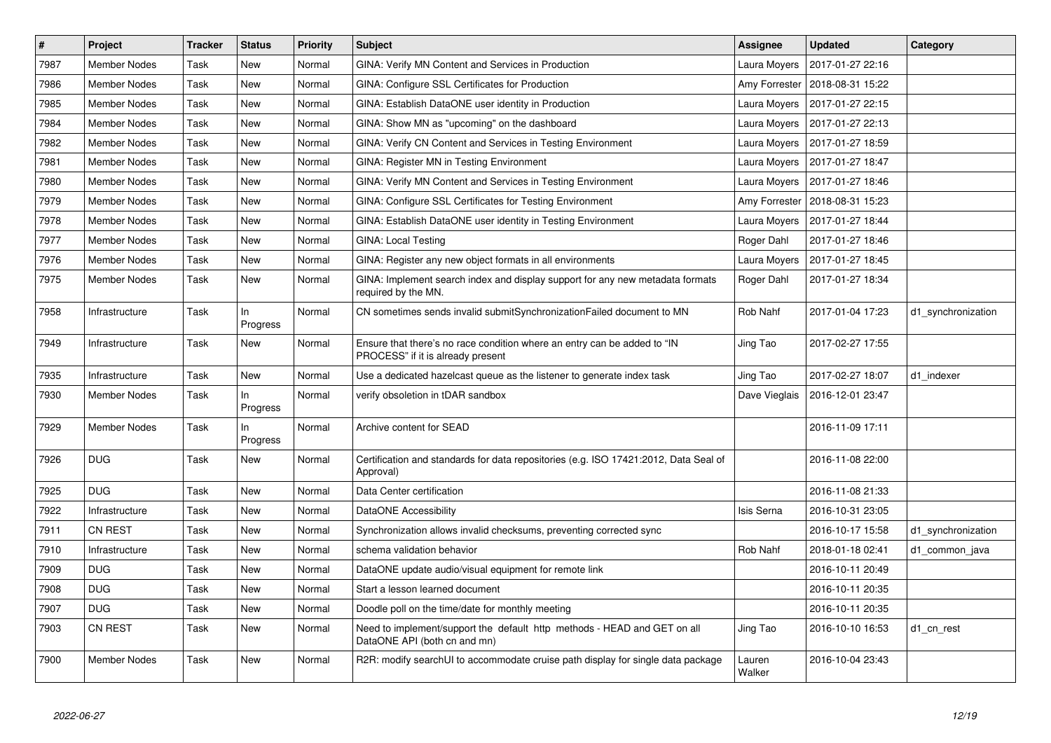| # | Project | Tracker | Status | Priority | Subject | Assignee | Updated | Category |
|---|---|---|---|---|---|---|---|---|
| 7987 | Member Nodes | Task | New | Normal | GINA: Verify MN Content and Services in Production | Laura Moyers | 2017-01-27 22:16 | |
| 7986 | Member Nodes | Task | New | Normal | GINA: Configure SSL Certificates for Production | Amy Forrester | 2018-08-31 15:22 | |
| 7985 | Member Nodes | Task | New | Normal | GINA: Establish DataONE user identity in Production | Laura Moyers | 2017-01-27 22:15 | |
| 7984 | Member Nodes | Task | New | Normal | GINA: Show MN as "upcoming" on the dashboard | Laura Moyers | 2017-01-27 22:13 | |
| 7982 | Member Nodes | Task | New | Normal | GINA: Verify CN Content and Services in Testing Environment | Laura Moyers | 2017-01-27 18:59 | |
| 7981 | Member Nodes | Task | New | Normal | GINA: Register MN in Testing Environment | Laura Moyers | 2017-01-27 18:47 | |
| 7980 | Member Nodes | Task | New | Normal | GINA: Verify MN Content and Services in Testing Environment | Laura Moyers | 2017-01-27 18:46 | |
| 7979 | Member Nodes | Task | New | Normal | GINA: Configure SSL Certificates for Testing Environment | Amy Forrester | 2018-08-31 15:23 | |
| 7978 | Member Nodes | Task | New | Normal | GINA: Establish DataONE user identity in Testing Environment | Laura Moyers | 2017-01-27 18:44 | |
| 7977 | Member Nodes | Task | New | Normal | GINA: Local Testing | Roger Dahl | 2017-01-27 18:46 | |
| 7976 | Member Nodes | Task | New | Normal | GINA: Register any new object formats in all environments | Laura Moyers | 2017-01-27 18:45 | |
| 7975 | Member Nodes | Task | New | Normal | GINA: Implement search index and display support for any new metadata formats required by the MN. | Roger Dahl | 2017-01-27 18:34 | |
| 7958 | Infrastructure | Task | In Progress | Normal | CN sometimes sends invalid submitSynchronizationFailed document to MN | Rob Nahf | 2017-01-04 17:23 | d1_synchronization |
| 7949 | Infrastructure | Task | New | Normal | Ensure that there's no race condition where an entry can be added to "IN PROCESS" if it is already present | Jing Tao | 2017-02-27 17:55 | |
| 7935 | Infrastructure | Task | New | Normal | Use a dedicated hazelcast queue as the listener to generate index task | Jing Tao | 2017-02-27 18:07 | d1_indexer |
| 7930 | Member Nodes | Task | In Progress | Normal | verify obsoletion in tDAR sandbox | Dave Vieglais | 2016-12-01 23:47 | |
| 7929 | Member Nodes | Task | In Progress | Normal | Archive content for SEAD | | 2016-11-09 17:11 | |
| 7926 | DUG | Task | New | Normal | Certification and standards for data repositories (e.g. ISO 17421:2012, Data Seal of Approval) | | 2016-11-08 22:00 | |
| 7925 | DUG | Task | New | Normal | Data Center certification | | 2016-11-08 21:33 | |
| 7922 | Infrastructure | Task | New | Normal | DataONE Accessibility | Isis Serna | 2016-10-31 23:05 | |
| 7911 | CN REST | Task | New | Normal | Synchronization allows invalid checksums, preventing corrected sync | | 2016-10-17 15:58 | d1_synchronization |
| 7910 | Infrastructure | Task | New | Normal | schema validation behavior | Rob Nahf | 2018-01-18 02:41 | d1_common_java |
| 7909 | DUG | Task | New | Normal | DataONE update audio/visual equipment for remote link | | 2016-10-11 20:49 | |
| 7908 | DUG | Task | New | Normal | Start a lesson learned document | | 2016-10-11 20:35 | |
| 7907 | DUG | Task | New | Normal | Doodle poll on the time/date for monthly meeting | | 2016-10-11 20:35 | |
| 7903 | CN REST | Task | New | Normal | Need to implement/support the default http methods - HEAD and GET on all DataONE API (both cn and mn) | Jing Tao | 2016-10-10 16:53 | d1_cn_rest |
| 7900 | Member Nodes | Task | New | Normal | R2R: modify searchUI to accommodate cruise path display for single data package | Lauren Walker | 2016-10-04 23:43 | |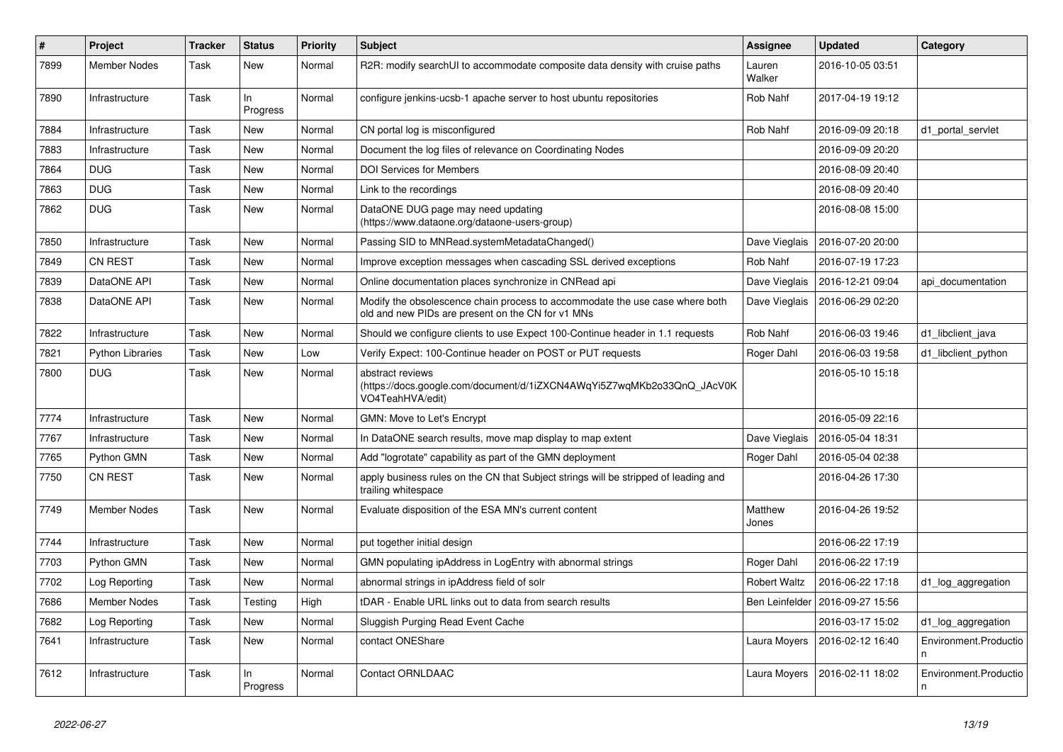| # | Project | Tracker | Status | Priority | Subject | Assignee | Updated | Category |
|---|---|---|---|---|---|---|---|---|
| 7899 | Member Nodes | Task | New | Normal | R2R: modify searchUI to accommodate composite data density with cruise paths | Lauren Walker | 2016-10-05 03:51 | |
| 7890 | Infrastructure | Task | In Progress | Normal | configure jenkins-ucsb-1 apache server to host ubuntu repositories | Rob Nahf | 2017-04-19 19:12 | |
| 7884 | Infrastructure | Task | New | Normal | CN portal log is misconfigured | Rob Nahf | 2016-09-09 20:18 | d1_portal_servlet |
| 7883 | Infrastructure | Task | New | Normal | Document the log files of relevance on Coordinating Nodes | | 2016-09-09 20:20 | |
| 7864 | DUG | Task | New | Normal | DOI Services for Members | | 2016-08-09 20:40 | |
| 7863 | DUG | Task | New | Normal | Link to the recordings | | 2016-08-09 20:40 | |
| 7862 | DUG | Task | New | Normal | DataONE DUG page may need updating (https://www.dataone.org/dataone-users-group) | | 2016-08-08 15:00 | |
| 7850 | Infrastructure | Task | New | Normal | Passing SID to MNRead.systemMetadataChanged() | Dave Vieglais | 2016-07-20 20:00 | |
| 7849 | CN REST | Task | New | Normal | Improve exception messages when cascading SSL derived exceptions | Rob Nahf | 2016-07-19 17:23 | |
| 7839 | DataONE API | Task | New | Normal | Online documentation places synchronize in CNRead api | Dave Vieglais | 2016-12-21 09:04 | api_documentation |
| 7838 | DataONE API | Task | New | Normal | Modify the obsolescence chain process to accommodate the use case where both old and new PIDs are present on the CN for v1 MNs | Dave Vieglais | 2016-06-29 02:20 | |
| 7822 | Infrastructure | Task | New | Normal | Should we configure clients to use Expect 100-Continue header in 1.1 requests | Rob Nahf | 2016-06-03 19:46 | d1_libclient_java |
| 7821 | Python Libraries | Task | New | Low | Verify Expect: 100-Continue header on POST or PUT requests | Roger Dahl | 2016-06-03 19:58 | d1_libclient_python |
| 7800 | DUG | Task | New | Normal | abstract reviews (https://docs.google.com/document/d/1iZXCN4AWqYi5Z7wqMKb2o33QnQ_JAcV0KVO4TeahHVA/edit) | | 2016-05-10 15:18 | |
| 7774 | Infrastructure | Task | New | Normal | GMN: Move to Let's Encrypt | | 2016-05-09 22:16 | |
| 7767 | Infrastructure | Task | New | Normal | In DataONE search results, move map display to map extent | Dave Vieglais | 2016-05-04 18:31 | |
| 7765 | Python GMN | Task | New | Normal | Add "logrotate" capability as part of the GMN deployment | Roger Dahl | 2016-05-04 02:38 | |
| 7750 | CN REST | Task | New | Normal | apply business rules on the CN that Subject strings will be stripped of leading and trailing whitespace | | 2016-04-26 17:30 | |
| 7749 | Member Nodes | Task | New | Normal | Evaluate disposition of the ESA MN's current content | Matthew Jones | 2016-04-26 19:52 | |
| 7744 | Infrastructure | Task | New | Normal | put together initial design | | 2016-06-22 17:19 | |
| 7703 | Python GMN | Task | New | Normal | GMN populating ipAddress in LogEntry with abnormal strings | Roger Dahl | 2016-06-22 17:19 | |
| 7702 | Log Reporting | Task | New | Normal | abnormal strings in ipAddress field of solr | Robert Waltz | 2016-06-22 17:18 | d1_log_aggregation |
| 7686 | Member Nodes | Task | Testing | High | tDAR - Enable URL links out to data from search results | Ben Leinfelder | 2016-09-27 15:56 | |
| 7682 | Log Reporting | Task | New | Normal | Sluggish Purging Read Event Cache | | 2016-03-17 15:02 | d1_log_aggregation |
| 7641 | Infrastructure | Task | New | Normal | contact ONEShare | Laura Moyers | 2016-02-12 16:40 | Environment.Production |
| 7612 | Infrastructure | Task | In Progress | Normal | Contact ORNLDAAC | Laura Moyers | 2016-02-11 18:02 | Environment.Production |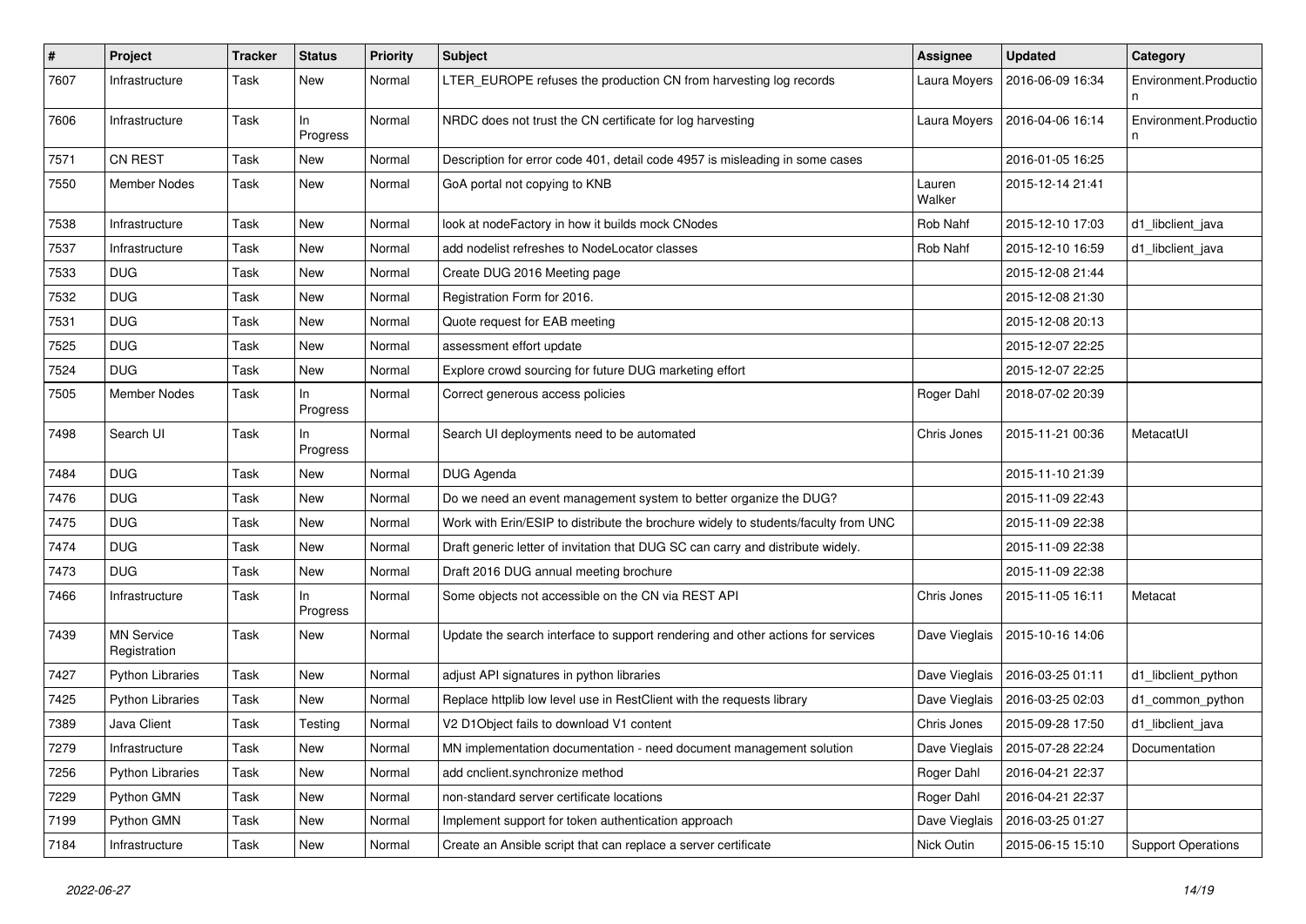| # | Project | Tracker | Status | Priority | Subject | Assignee | Updated | Category |
|---|---|---|---|---|---|---|---|---|
| 7607 | Infrastructure | Task | New | Normal | LTER_EUROPE refuses the production CN from harvesting log records | Laura Moyers | 2016-06-09 16:34 | Environment.Production |
| 7606 | Infrastructure | Task | In Progress | Normal | NRDC does not trust the CN certificate for log harvesting | Laura Moyers | 2016-04-06 16:14 | Environment.Production |
| 7571 | CN REST | Task | New | Normal | Description for error code 401, detail code 4957 is misleading in some cases | | 2016-01-05 16:25 | |
| 7550 | Member Nodes | Task | New | Normal | GoA portal not copying to KNB | Lauren Walker | 2015-12-14 21:41 | |
| 7538 | Infrastructure | Task | New | Normal | look at nodeFactory in how it builds mock CNodes | Rob Nahf | 2015-12-10 17:03 | d1_libclient_java |
| 7537 | Infrastructure | Task | New | Normal | add nodelist refreshes to NodeLocator classes | Rob Nahf | 2015-12-10 16:59 | d1_libclient_java |
| 7533 | DUG | Task | New | Normal | Create DUG 2016 Meeting page | | 2015-12-08 21:44 | |
| 7532 | DUG | Task | New | Normal | Registration Form for 2016. | | 2015-12-08 21:30 | |
| 7531 | DUG | Task | New | Normal | Quote request for EAB meeting | | 2015-12-08 20:13 | |
| 7525 | DUG | Task | New | Normal | assessment effort update | | 2015-12-07 22:25 | |
| 7524 | DUG | Task | New | Normal | Explore crowd sourcing for future DUG marketing effort | | 2015-12-07 22:25 | |
| 7505 | Member Nodes | Task | In Progress | Normal | Correct generous access policies | Roger Dahl | 2018-07-02 20:39 | |
| 7498 | Search UI | Task | In Progress | Normal | Search UI deployments need to be automated | Chris Jones | 2015-11-21 00:36 | MetacatUI |
| 7484 | DUG | Task | New | Normal | DUG Agenda | | 2015-11-10 21:39 | |
| 7476 | DUG | Task | New | Normal | Do we need an event management system to better organize the DUG? | | 2015-11-09 22:43 | |
| 7475 | DUG | Task | New | Normal | Work with Erin/ESIP to distribute the brochure widely to students/faculty from UNC | | 2015-11-09 22:38 | |
| 7474 | DUG | Task | New | Normal | Draft generic letter of invitation that DUG SC can carry and distribute widely. | | 2015-11-09 22:38 | |
| 7473 | DUG | Task | New | Normal | Draft 2016 DUG annual meeting brochure | | 2015-11-09 22:38 | |
| 7466 | Infrastructure | Task | In Progress | Normal | Some objects not accessible on the CN via REST API | Chris Jones | 2015-11-05 16:11 | Metacat |
| 7439 | MN Service Registration | Task | New | Normal | Update the search interface to support rendering and other actions for services | Dave Vieglais | 2015-10-16 14:06 | |
| 7427 | Python Libraries | Task | New | Normal | adjust API signatures in python libraries | Dave Vieglais | 2016-03-25 01:11 | d1_libclient_python |
| 7425 | Python Libraries | Task | New | Normal | Replace httplib low level use in RestClient with the requests library | Dave Vieglais | 2016-03-25 02:03 | d1_common_python |
| 7389 | Java Client | Task | Testing | Normal | V2 D1Object fails to download V1 content | Chris Jones | 2015-09-28 17:50 | d1_libclient_java |
| 7279 | Infrastructure | Task | New | Normal | MN implementation documentation - need document management solution | Dave Vieglais | 2015-07-28 22:24 | Documentation |
| 7256 | Python Libraries | Task | New | Normal | add cnclient.synchronize method | Roger Dahl | 2016-04-21 22:37 | |
| 7229 | Python GMN | Task | New | Normal | non-standard server certificate locations | Roger Dahl | 2016-04-21 22:37 | |
| 7199 | Python GMN | Task | New | Normal | Implement support for token authentication approach | Dave Vieglais | 2016-03-25 01:27 | |
| 7184 | Infrastructure | Task | New | Normal | Create an Ansible script that can replace a server certificate | Nick Outin | 2015-06-15 15:10 | Support Operations |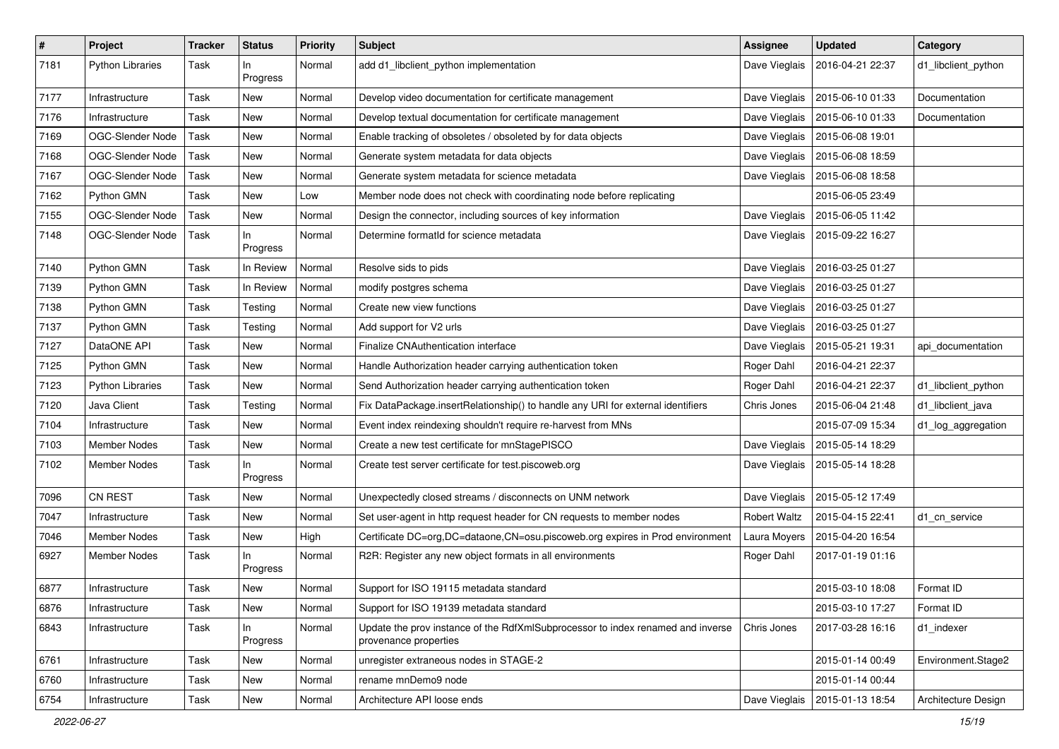| # | Project | Tracker | Status | Priority | Subject | Assignee | Updated | Category |
|---|---|---|---|---|---|---|---|---|
| 7181 | Python Libraries | Task | In Progress | Normal | add d1_libclient_python implementation | Dave Vieglais | 2016-04-21 22:37 | d1_libclient_python |
| 7177 | Infrastructure | Task | New | Normal | Develop video documentation for certificate management | Dave Vieglais | 2015-06-10 01:33 | Documentation |
| 7176 | Infrastructure | Task | New | Normal | Develop textual documentation for certificate management | Dave Vieglais | 2015-06-10 01:33 | Documentation |
| 7169 | OGC-Slender Node | Task | New | Normal | Enable tracking of obsoletes / obsoleted by for data objects | Dave Vieglais | 2015-06-08 19:01 | |
| 7168 | OGC-Slender Node | Task | New | Normal | Generate system metadata for data objects | Dave Vieglais | 2015-06-08 18:59 | |
| 7167 | OGC-Slender Node | Task | New | Normal | Generate system metadata for science metadata | Dave Vieglais | 2015-06-08 18:58 | |
| 7162 | Python GMN | Task | New | Low | Member node does not check with coordinating node before replicating | | 2015-06-05 23:49 | |
| 7155 | OGC-Slender Node | Task | New | Normal | Design the connector, including sources of key information | Dave Vieglais | 2015-06-05 11:42 | |
| 7148 | OGC-Slender Node | Task | In Progress | Normal | Determine formatId for science metadata | Dave Vieglais | 2015-09-22 16:27 | |
| 7140 | Python GMN | Task | In Review | Normal | Resolve sids to pids | Dave Vieglais | 2016-03-25 01:27 | |
| 7139 | Python GMN | Task | In Review | Normal | modify postgres schema | Dave Vieglais | 2016-03-25 01:27 | |
| 7138 | Python GMN | Task | Testing | Normal | Create new view functions | Dave Vieglais | 2016-03-25 01:27 | |
| 7137 | Python GMN | Task | Testing | Normal | Add support for V2 urls | Dave Vieglais | 2016-03-25 01:27 | |
| 7127 | DataONE API | Task | New | Normal | Finalize CNAuthentication interface | Dave Vieglais | 2015-05-21 19:31 | api_documentation |
| 7125 | Python GMN | Task | New | Normal | Handle Authorization header carrying authentication token | Roger Dahl | 2016-04-21 22:37 | |
| 7123 | Python Libraries | Task | New | Normal | Send Authorization header carrying authentication token | Roger Dahl | 2016-04-21 22:37 | d1_libclient_python |
| 7120 | Java Client | Task | Testing | Normal | Fix DataPackage.insertRelationship() to handle any URI for external identifiers | Chris Jones | 2015-06-04 21:48 | d1_libclient_java |
| 7104 | Infrastructure | Task | New | Normal | Event index reindexing shouldn't require re-harvest from MNs | | 2015-07-09 15:34 | d1_log_aggregation |
| 7103 | Member Nodes | Task | New | Normal | Create a new test certificate for mnStagePISCO | Dave Vieglais | 2015-05-14 18:29 | |
| 7102 | Member Nodes | Task | In Progress | Normal | Create test server certificate for test.piscoweb.org | Dave Vieglais | 2015-05-14 18:28 | |
| 7096 | CN REST | Task | New | Normal | Unexpectedly closed streams / disconnects on UNM network | Dave Vieglais | 2015-05-12 17:49 | |
| 7047 | Infrastructure | Task | New | Normal | Set user-agent in http request header for CN requests to member nodes | Robert Waltz | 2015-04-15 22:41 | d1_cn_service |
| 7046 | Member Nodes | Task | New | High | Certificate DC=org,DC=dataone,CN=osu.piscoweb.org expires in Prod environment | Laura Moyers | 2015-04-20 16:54 | |
| 6927 | Member Nodes | Task | In Progress | Normal | R2R: Register any new object formats in all environments | Roger Dahl | 2017-01-19 01:16 | |
| 6877 | Infrastructure | Task | New | Normal | Support for ISO 19115 metadata standard | | 2015-03-10 18:08 | Format ID |
| 6876 | Infrastructure | Task | New | Normal | Support for ISO 19139 metadata standard | | 2015-03-10 17:27 | Format ID |
| 6843 | Infrastructure | Task | In Progress | Normal | Update the prov instance of the RdfXmlSubprocessor to index renamed and inverse provenance properties | Chris Jones | 2017-03-28 16:16 | d1_indexer |
| 6761 | Infrastructure | Task | New | Normal | unregister extraneous nodes in STAGE-2 | | 2015-01-14 00:49 | Environment.Stage2 |
| 6760 | Infrastructure | Task | New | Normal | rename mnDemo9 node | | 2015-01-14 00:44 | |
| 6754 | Infrastructure | Task | New | Normal | Architecture API loose ends | Dave Vieglais | 2015-01-13 18:54 | Architecture Design |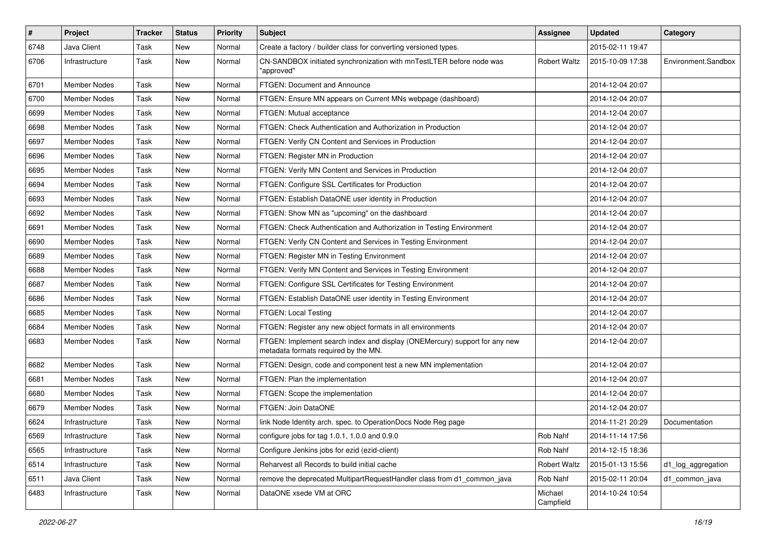| # | Project | Tracker | Status | Priority | Subject | Assignee | Updated | Category |
|---|---|---|---|---|---|---|---|---|
| 6748 | Java Client | Task | New | Normal | Create a factory / builder class for converting versioned types. | | 2015-02-11 19:47 | |
| 6706 | Infrastructure | Task | New | Normal | CN-SANDBOX initiated synchronization with mnTestLTER before node was "approved" | Robert Waltz | 2015-10-09 17:38 | Environment.Sandbox |
| 6701 | Member Nodes | Task | New | Normal | FTGEN: Document and Announce | | 2014-12-04 20:07 | |
| 6700 | Member Nodes | Task | New | Normal | FTGEN: Ensure MN appears on Current MNs webpage (dashboard) | | 2014-12-04 20:07 | |
| 6699 | Member Nodes | Task | New | Normal | FTGEN: Mutual acceptance | | 2014-12-04 20:07 | |
| 6698 | Member Nodes | Task | New | Normal | FTGEN: Check Authentication and Authorization in Production | | 2014-12-04 20:07 | |
| 6697 | Member Nodes | Task | New | Normal | FTGEN: Verify CN Content and Services in Production | | 2014-12-04 20:07 | |
| 6696 | Member Nodes | Task | New | Normal | FTGEN: Register MN in Production | | 2014-12-04 20:07 | |
| 6695 | Member Nodes | Task | New | Normal | FTGEN: Verify MN Content and Services in Production | | 2014-12-04 20:07 | |
| 6694 | Member Nodes | Task | New | Normal | FTGEN: Configure SSL Certificates for Production | | 2014-12-04 20:07 | |
| 6693 | Member Nodes | Task | New | Normal | FTGEN: Establish DataONE user identity in Production | | 2014-12-04 20:07 | |
| 6692 | Member Nodes | Task | New | Normal | FTGEN: Show MN as "upcoming" on the dashboard | | 2014-12-04 20:07 | |
| 6691 | Member Nodes | Task | New | Normal | FTGEN: Check Authentication and Authorization in Testing Environment | | 2014-12-04 20:07 | |
| 6690 | Member Nodes | Task | New | Normal | FTGEN: Verify CN Content and Services in Testing Environment | | 2014-12-04 20:07 | |
| 6689 | Member Nodes | Task | New | Normal | FTGEN: Register MN in Testing Environment | | 2014-12-04 20:07 | |
| 6688 | Member Nodes | Task | New | Normal | FTGEN: Verify MN Content and Services in Testing Environment | | 2014-12-04 20:07 | |
| 6687 | Member Nodes | Task | New | Normal | FTGEN: Configure SSL Certificates for Testing Environment | | 2014-12-04 20:07 | |
| 6686 | Member Nodes | Task | New | Normal | FTGEN: Establish DataONE user identity in Testing Environment | | 2014-12-04 20:07 | |
| 6685 | Member Nodes | Task | New | Normal | FTGEN: Local Testing | | 2014-12-04 20:07 | |
| 6684 | Member Nodes | Task | New | Normal | FTGEN: Register any new object formats in all environments | | 2014-12-04 20:07 | |
| 6683 | Member Nodes | Task | New | Normal | FTGEN: Implement search index and display (ONEMercury) support for any new metadata formats required by the MN. | | 2014-12-04 20:07 | |
| 6682 | Member Nodes | Task | New | Normal | FTGEN: Design, code and component test a new MN implementation | | 2014-12-04 20:07 | |
| 6681 | Member Nodes | Task | New | Normal | FTGEN: Plan the implementation | | 2014-12-04 20:07 | |
| 6680 | Member Nodes | Task | New | Normal | FTGEN: Scope the implementation | | 2014-12-04 20:07 | |
| 6679 | Member Nodes | Task | New | Normal | FTGEN: Join DataONE | | 2014-12-04 20:07 | |
| 6624 | Infrastructure | Task | New | Normal | link Node Identity arch. spec. to OperationDocs Node Reg page | | 2014-11-21 20:29 | Documentation |
| 6569 | Infrastructure | Task | New | Normal | configure jobs for tag 1.0.1, 1.0.0 and 0.9.0 | Rob Nahf | 2014-11-14 17:56 | |
| 6565 | Infrastructure | Task | New | Normal | Configure Jenkins jobs for ezid (ezid-client) | Rob Nahf | 2014-12-15 18:36 | |
| 6514 | Infrastructure | Task | New | Normal | Reharvest all Records to build initial cache | Robert Waltz | 2015-01-13 15:56 | d1_log_aggregation |
| 6511 | Java Client | Task | New | Normal | remove the deprecated MultipartRequestHandler class from d1_common_java | Rob Nahf | 2015-02-11 20:04 | d1_common_java |
| 6483 | Infrastructure | Task | New | Normal | DataONE xsede VM at ORC | Michael Campfield | 2014-10-24 10:54 | |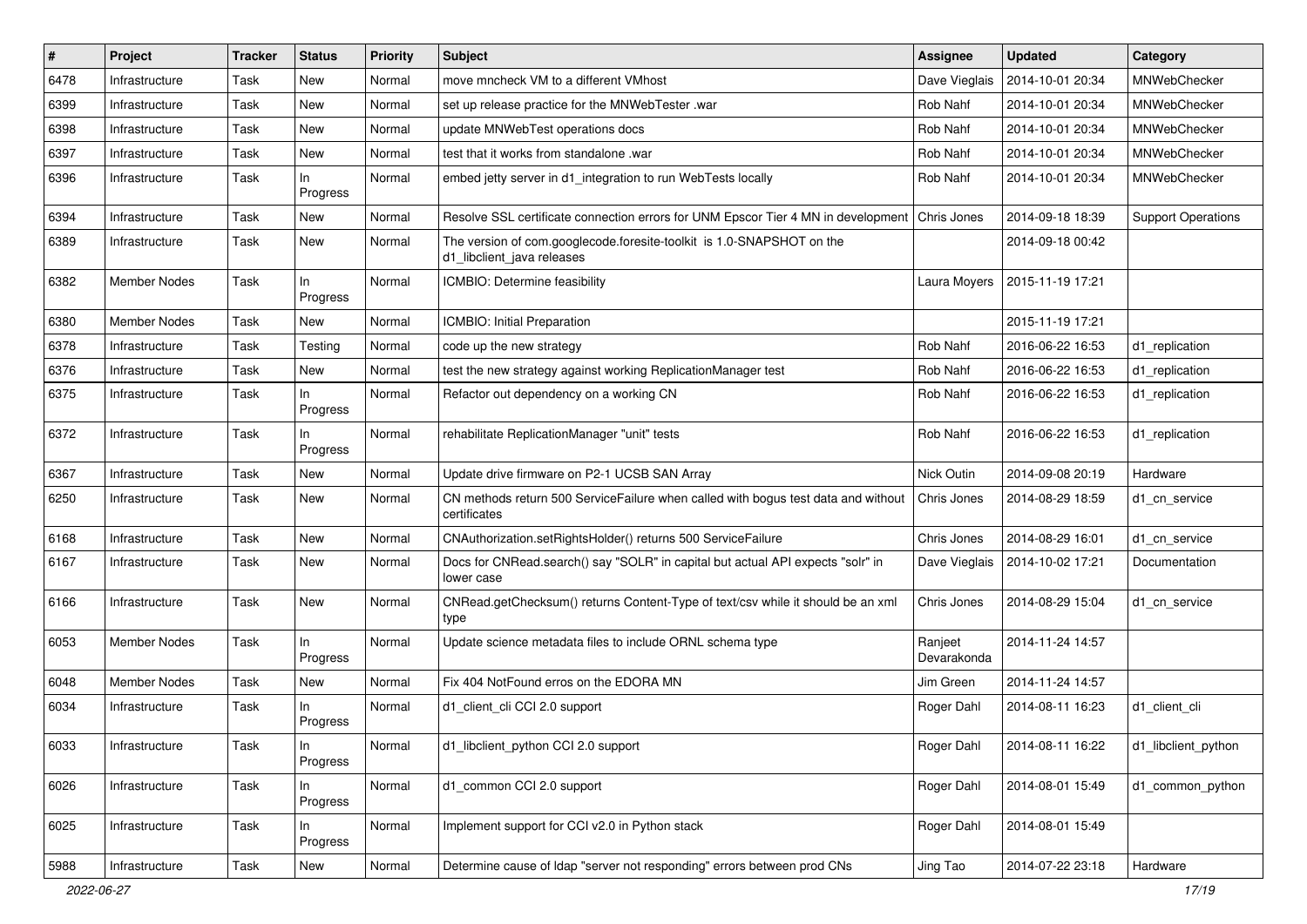| # | Project | Tracker | Status | Priority | Subject | Assignee | Updated | Category |
|---|---|---|---|---|---|---|---|---|
| 6478 | Infrastructure | Task | New | Normal | move mncheck VM to a different VMhost | Dave Vieglais | 2014-10-01 20:34 | MNWebChecker |
| 6399 | Infrastructure | Task | New | Normal | set up release practice for the MNWebTester .war | Rob Nahf | 2014-10-01 20:34 | MNWebChecker |
| 6398 | Infrastructure | Task | New | Normal | update MNWebTest operations docs | Rob Nahf | 2014-10-01 20:34 | MNWebChecker |
| 6397 | Infrastructure | Task | New | Normal | test that it works from standalone .war | Rob Nahf | 2014-10-01 20:34 | MNWebChecker |
| 6396 | Infrastructure | Task | In Progress | Normal | embed jetty server in d1_integration to run WebTests locally | Rob Nahf | 2014-10-01 20:34 | MNWebChecker |
| 6394 | Infrastructure | Task | New | Normal | Resolve SSL certificate connection errors for UNM Epscor Tier 4 MN in development | Chris Jones | 2014-09-18 18:39 | Support Operations |
| 6389 | Infrastructure | Task | New | Normal | The version of com.googlecode.foresite-toolkit is 1.0-SNAPSHOT on the d1_libclient_java releases | | 2014-09-18 00:42 | |
| 6382 | Member Nodes | Task | In Progress | Normal | ICMBIO: Determine feasibility | Laura Moyers | 2015-11-19 17:21 | |
| 6380 | Member Nodes | Task | New | Normal | ICMBIO: Initial Preparation | | 2015-11-19 17:21 | |
| 6378 | Infrastructure | Task | Testing | Normal | code up the new strategy | Rob Nahf | 2016-06-22 16:53 | d1_replication |
| 6376 | Infrastructure | Task | New | Normal | test the new strategy against working ReplicationManager test | Rob Nahf | 2016-06-22 16:53 | d1_replication |
| 6375 | Infrastructure | Task | In Progress | Normal | Refactor out dependency on a working CN | Rob Nahf | 2016-06-22 16:53 | d1_replication |
| 6372 | Infrastructure | Task | In Progress | Normal | rehabilitate ReplicationManager "unit" tests | Rob Nahf | 2016-06-22 16:53 | d1_replication |
| 6367 | Infrastructure | Task | New | Normal | Update drive firmware on P2-1 UCSB SAN Array | Nick Outin | 2014-09-08 20:19 | Hardware |
| 6250 | Infrastructure | Task | New | Normal | CN methods return 500 ServiceFailure when called with bogus test data and without certificates | Chris Jones | 2014-08-29 18:59 | d1_cn_service |
| 6168 | Infrastructure | Task | New | Normal | CNAuthorization.setRightsHolder() returns 500 ServiceFailure | Chris Jones | 2014-08-29 16:01 | d1_cn_service |
| 6167 | Infrastructure | Task | New | Normal | Docs for CNRead.search() say "SOLR" in capital but actual API expects "solr" in lower case | Dave Vieglais | 2014-10-02 17:21 | Documentation |
| 6166 | Infrastructure | Task | New | Normal | CNRead.getChecksum() returns Content-Type of text/csv while it should be an xml type | Chris Jones | 2014-08-29 15:04 | d1_cn_service |
| 6053 | Member Nodes | Task | In Progress | Normal | Update science metadata files to include ORNL schema type | Ranjeet Devarakonda | 2014-11-24 14:57 | |
| 6048 | Member Nodes | Task | New | Normal | Fix 404 NotFound erros on the EDORA MN | Jim Green | 2014-11-24 14:57 | |
| 6034 | Infrastructure | Task | In Progress | Normal | d1_client_cli CCI 2.0 support | Roger Dahl | 2014-08-11 16:23 | d1_client_cli |
| 6033 | Infrastructure | Task | In Progress | Normal | d1_libclient_python CCI 2.0 support | Roger Dahl | 2014-08-11 16:22 | d1_libclient_python |
| 6026 | Infrastructure | Task | In Progress | Normal | d1_common CCI 2.0 support | Roger Dahl | 2014-08-01 15:49 | d1_common_python |
| 6025 | Infrastructure | Task | In Progress | Normal | Implement support for CCI v2.0 in Python stack | Roger Dahl | 2014-08-01 15:49 | |
| 5988 | Infrastructure | Task | New | Normal | Determine cause of ldap "server not responding" errors between prod CNs | Jing Tao | 2014-07-22 23:18 | Hardware |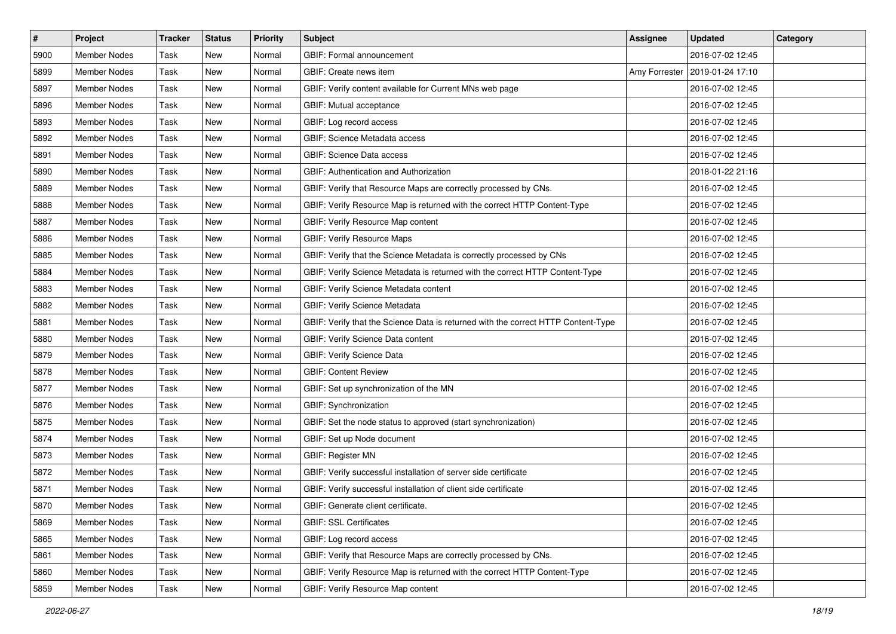| # | Project | Tracker | Status | Priority | Subject | Assignee | Updated | Category |
|---|---|---|---|---|---|---|---|---|
| 5900 | Member Nodes | Task | New | Normal | GBIF: Formal announcement | | 2016-07-02 12:45 | |
| 5899 | Member Nodes | Task | New | Normal | GBIF: Create news item | Amy Forrester | 2019-01-24 17:10 | |
| 5897 | Member Nodes | Task | New | Normal | GBIF: Verify content available for Current MNs web page | | 2016-07-02 12:45 | |
| 5896 | Member Nodes | Task | New | Normal | GBIF: Mutual acceptance | | 2016-07-02 12:45 | |
| 5893 | Member Nodes | Task | New | Normal | GBIF: Log record access | | 2016-07-02 12:45 | |
| 5892 | Member Nodes | Task | New | Normal | GBIF: Science Metadata access | | 2016-07-02 12:45 | |
| 5891 | Member Nodes | Task | New | Normal | GBIF: Science Data access | | 2016-07-02 12:45 | |
| 5890 | Member Nodes | Task | New | Normal | GBIF: Authentication and Authorization | | 2018-01-22 21:16 | |
| 5889 | Member Nodes | Task | New | Normal | GBIF: Verify that Resource Maps are correctly processed by CNs. | | 2016-07-02 12:45 | |
| 5888 | Member Nodes | Task | New | Normal | GBIF: Verify Resource Map is returned with the correct HTTP Content-Type | | 2016-07-02 12:45 | |
| 5887 | Member Nodes | Task | New | Normal | GBIF: Verify Resource Map content | | 2016-07-02 12:45 | |
| 5886 | Member Nodes | Task | New | Normal | GBIF: Verify Resource Maps | | 2016-07-02 12:45 | |
| 5885 | Member Nodes | Task | New | Normal | GBIF: Verify that the Science Metadata is correctly processed by CNs | | 2016-07-02 12:45 | |
| 5884 | Member Nodes | Task | New | Normal | GBIF: Verify Science Metadata is returned with the correct HTTP Content-Type | | 2016-07-02 12:45 | |
| 5883 | Member Nodes | Task | New | Normal | GBIF: Verify Science Metadata content | | 2016-07-02 12:45 | |
| 5882 | Member Nodes | Task | New | Normal | GBIF: Verify Science Metadata | | 2016-07-02 12:45 | |
| 5881 | Member Nodes | Task | New | Normal | GBIF: Verify that the Science Data is returned with the correct HTTP Content-Type | | 2016-07-02 12:45 | |
| 5880 | Member Nodes | Task | New | Normal | GBIF: Verify Science Data content | | 2016-07-02 12:45 | |
| 5879 | Member Nodes | Task | New | Normal | GBIF: Verify Science Data | | 2016-07-02 12:45 | |
| 5878 | Member Nodes | Task | New | Normal | GBIF: Content Review | | 2016-07-02 12:45 | |
| 5877 | Member Nodes | Task | New | Normal | GBIF: Set up synchronization of the MN | | 2016-07-02 12:45 | |
| 5876 | Member Nodes | Task | New | Normal | GBIF: Synchronization | | 2016-07-02 12:45 | |
| 5875 | Member Nodes | Task | New | Normal | GBIF: Set the node status to approved (start synchronization) | | 2016-07-02 12:45 | |
| 5874 | Member Nodes | Task | New | Normal | GBIF: Set up Node document | | 2016-07-02 12:45 | |
| 5873 | Member Nodes | Task | New | Normal | GBIF: Register MN | | 2016-07-02 12:45 | |
| 5872 | Member Nodes | Task | New | Normal | GBIF: Verify successful installation of server side certificate | | 2016-07-02 12:45 | |
| 5871 | Member Nodes | Task | New | Normal | GBIF: Verify successful installation of client side certificate | | 2016-07-02 12:45 | |
| 5870 | Member Nodes | Task | New | Normal | GBIF: Generate client certificate. | | 2016-07-02 12:45 | |
| 5869 | Member Nodes | Task | New | Normal | GBIF: SSL Certificates | | 2016-07-02 12:45 | |
| 5865 | Member Nodes | Task | New | Normal | GBIF: Log record access | | 2016-07-02 12:45 | |
| 5861 | Member Nodes | Task | New | Normal | GBIF: Verify that Resource Maps are correctly processed by CNs. | | 2016-07-02 12:45 | |
| 5860 | Member Nodes | Task | New | Normal | GBIF: Verify Resource Map is returned with the correct HTTP Content-Type | | 2016-07-02 12:45 | |
| 5859 | Member Nodes | Task | New | Normal | GBIF: Verify Resource Map content | | 2016-07-02 12:45 | |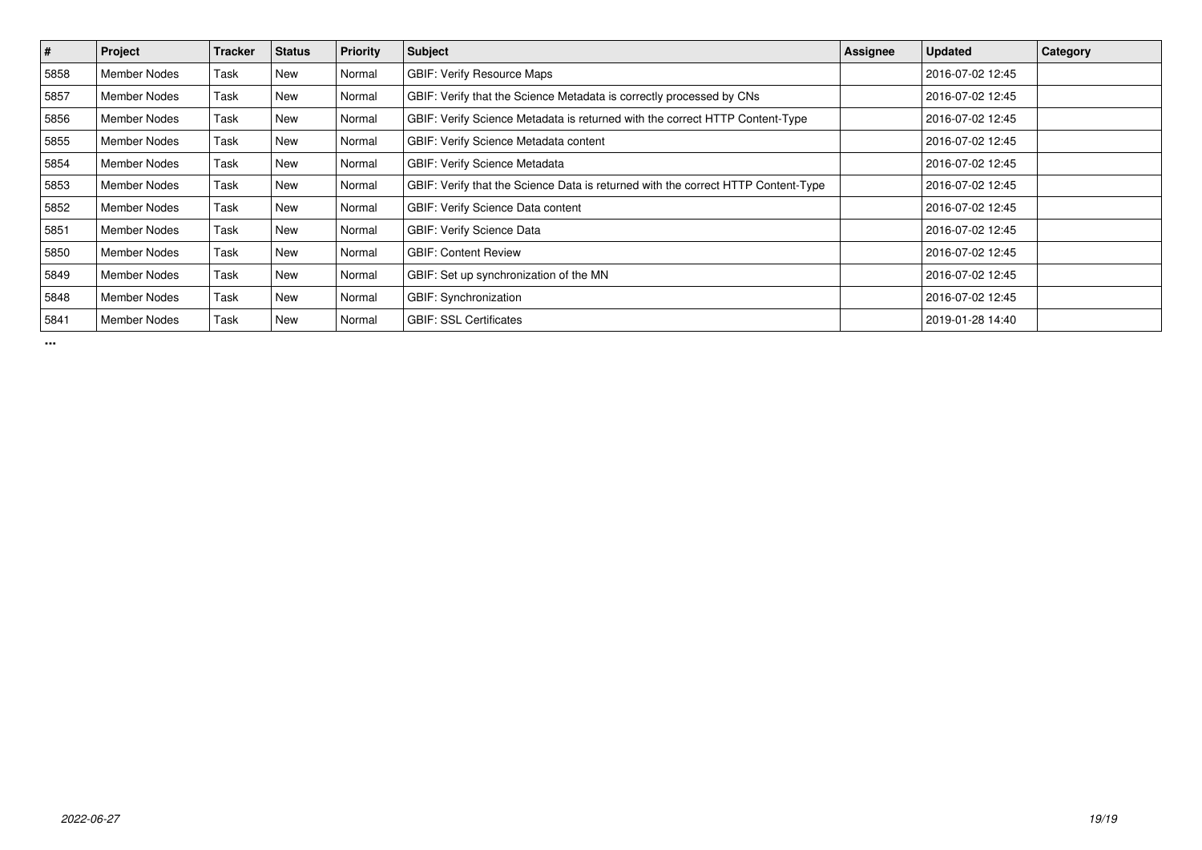| # | Project | Tracker | Status | Priority | Subject | Assignee | Updated | Category |
|---|---|---|---|---|---|---|---|---|
| 5858 | Member Nodes | Task | New | Normal | GBIF: Verify Resource Maps | | 2016-07-02 12:45 | |
| 5857 | Member Nodes | Task | New | Normal | GBIF: Verify that the Science Metadata is correctly processed by CNs | | 2016-07-02 12:45 | |
| 5856 | Member Nodes | Task | New | Normal | GBIF: Verify Science Metadata is returned with the correct HTTP Content-Type | | 2016-07-02 12:45 | |
| 5855 | Member Nodes | Task | New | Normal | GBIF: Verify Science Metadata content | | 2016-07-02 12:45 | |
| 5854 | Member Nodes | Task | New | Normal | GBIF: Verify Science Metadata | | 2016-07-02 12:45 | |
| 5853 | Member Nodes | Task | New | Normal | GBIF: Verify that the Science Data is returned with the correct HTTP Content-Type | | 2016-07-02 12:45 | |
| 5852 | Member Nodes | Task | New | Normal | GBIF: Verify Science Data content | | 2016-07-02 12:45 | |
| 5851 | Member Nodes | Task | New | Normal | GBIF: Verify Science Data | | 2016-07-02 12:45 | |
| 5850 | Member Nodes | Task | New | Normal | GBIF: Content Review | | 2016-07-02 12:45 | |
| 5849 | Member Nodes | Task | New | Normal | GBIF: Set up synchronization of the MN | | 2016-07-02 12:45 | |
| 5848 | Member Nodes | Task | New | Normal | GBIF: Synchronization | | 2016-07-02 12:45 | |
| 5841 | Member Nodes | Task | New | Normal | GBIF: SSL Certificates | | 2019-01-28 14:40 | |

...